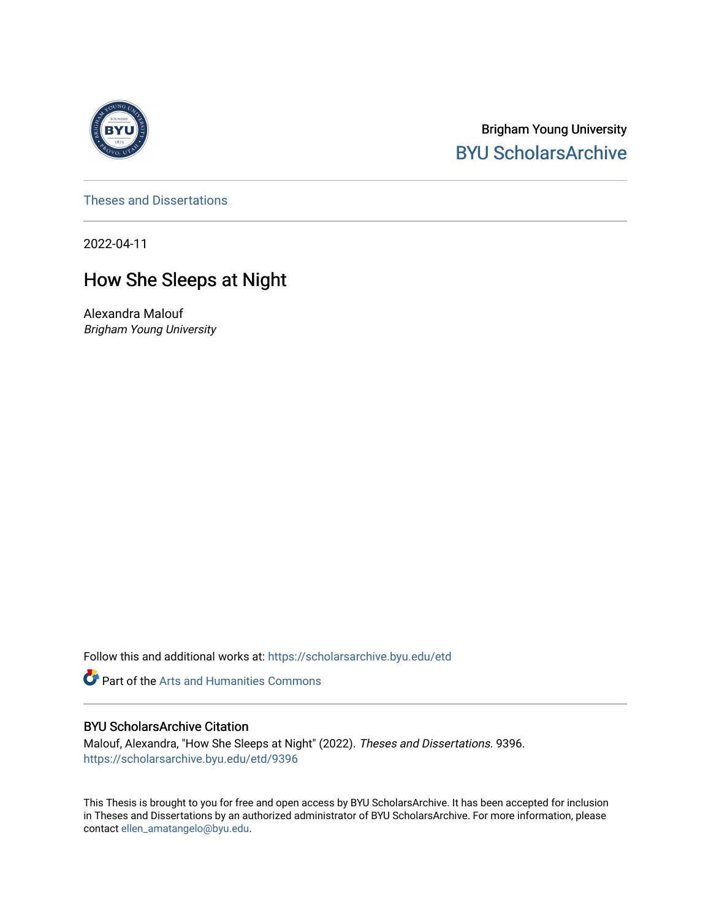Brigham Young University

BYU ScholarsArchive

Theses and Dissertations

2022-04-11

# How She Sleeps at Night

Alexandra Malouf

*Brigham Young University*

Follow this and additional works at: https://scholarsarchive.byu.edu/etd

Part of the Arts and Humanities Commons

## BYU ScholarsArchive Citation

Malouf, Alexandra, "How She Sleeps at Night" (2022). *Theses and Dissertations*. 9396.
https://scholarsarchive.byu.edu/etd/9396

This Thesis is brought to you for free and open access by BYU ScholarsArchive. It has been accepted for inclusion in Theses and Dissertations by an authorized administrator of BYU ScholarsArchive. For more information, please contact ellen_amatangelo@byu.edu.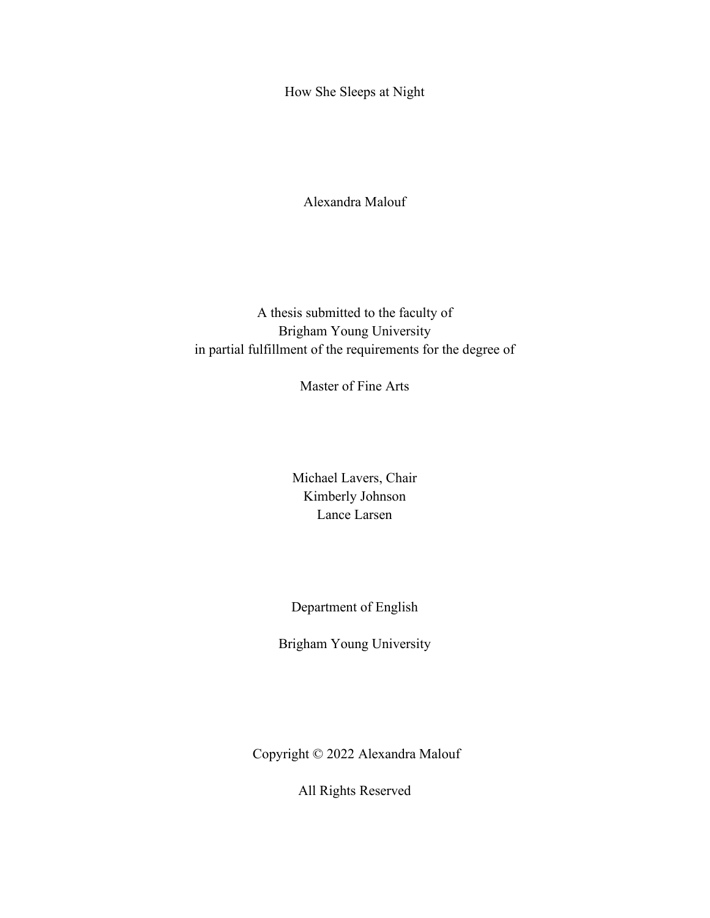# How She Sleeps at Night

Alexandra Malouf

A thesis submitted to the faculty of
Brigham Young University
in partial fulfillment of the requirements for the degree of

Master of Fine Arts

Michael Lavers, Chair
Kimberly Johnson
Lance Larsen

Department of English

Brigham Young University

Copyright © 2022 Alexandra Malouf

All Rights Reserved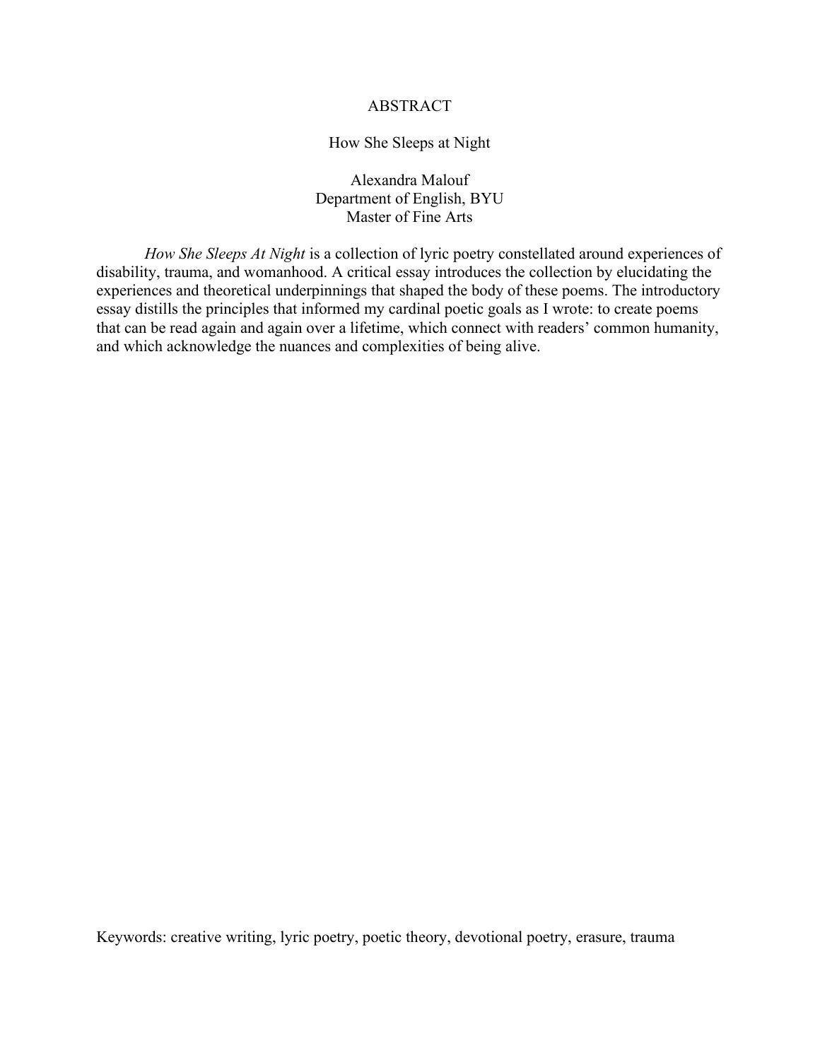# ABSTRACT

## How She Sleeps at Night

Alexandra Malouf
Department of English, BYU
Master of Fine Arts

*How She Sleeps At Night* is a collection of lyric poetry constellated around experiences of disability, trauma, and womanhood. A critical essay introduces the collection by elucidating the experiences and theoretical underpinnings that shaped the body of these poems. The introductory essay distills the principles that informed my cardinal poetic goals as I wrote: to create poems that can be read again and again over a lifetime, which connect with readers' common humanity, and which acknowledge the nuances and complexities of being alive.

Keywords: creative writing, lyric poetry, poetic theory, devotional poetry, erasure, trauma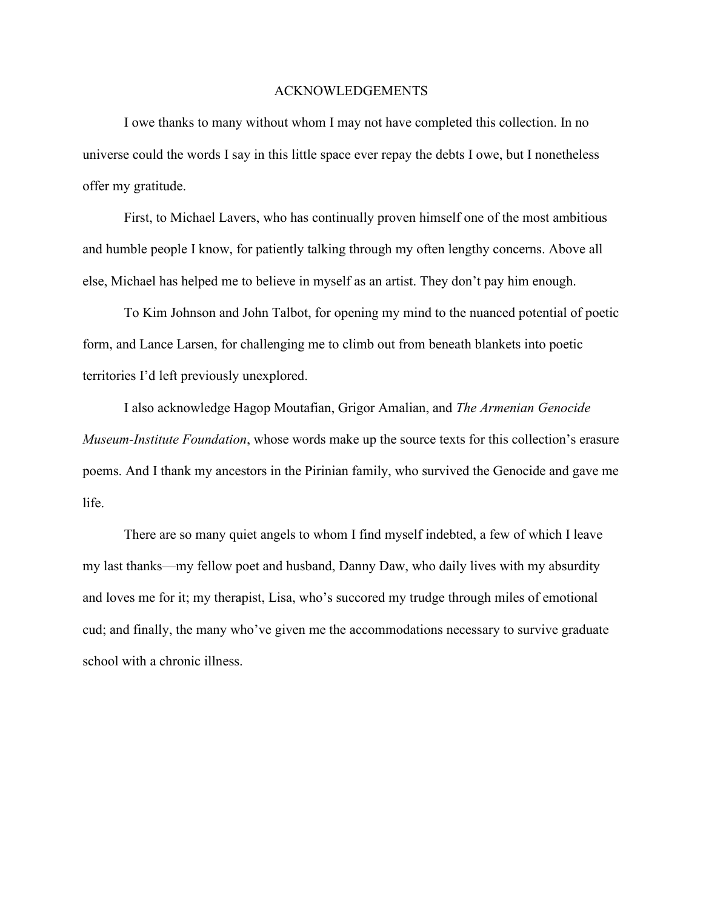# ACKNOWLEDGEMENTS

I owe thanks to many without whom I may not have completed this collection. In no universe could the words I say in this little space ever repay the debts I owe, but I nonetheless offer my gratitude.

First, to Michael Lavers, who has continually proven himself one of the most ambitious and humble people I know, for patiently talking through my often lengthy concerns. Above all else, Michael has helped me to believe in myself as an artist. They don't pay him enough.

To Kim Johnson and John Talbot, for opening my mind to the nuanced potential of poetic form, and Lance Larsen, for challenging me to climb out from beneath blankets into poetic territories I'd left previously unexplored.

I also acknowledge Hagop Moutafian, Grigor Amalian, and *The Armenian Genocide Museum-Institute Foundation*, whose words make up the source texts for this collection's erasure poems. And I thank my ancestors in the Pirinian family, who survived the Genocide and gave me life.

There are so many quiet angels to whom I find myself indebted, a few of which I leave my last thanks—my fellow poet and husband, Danny Daw, who daily lives with my absurdity and loves me for it; my therapist, Lisa, who's succored my trudge through miles of emotional cud; and finally, the many who've given me the accommodations necessary to survive graduate school with a chronic illness.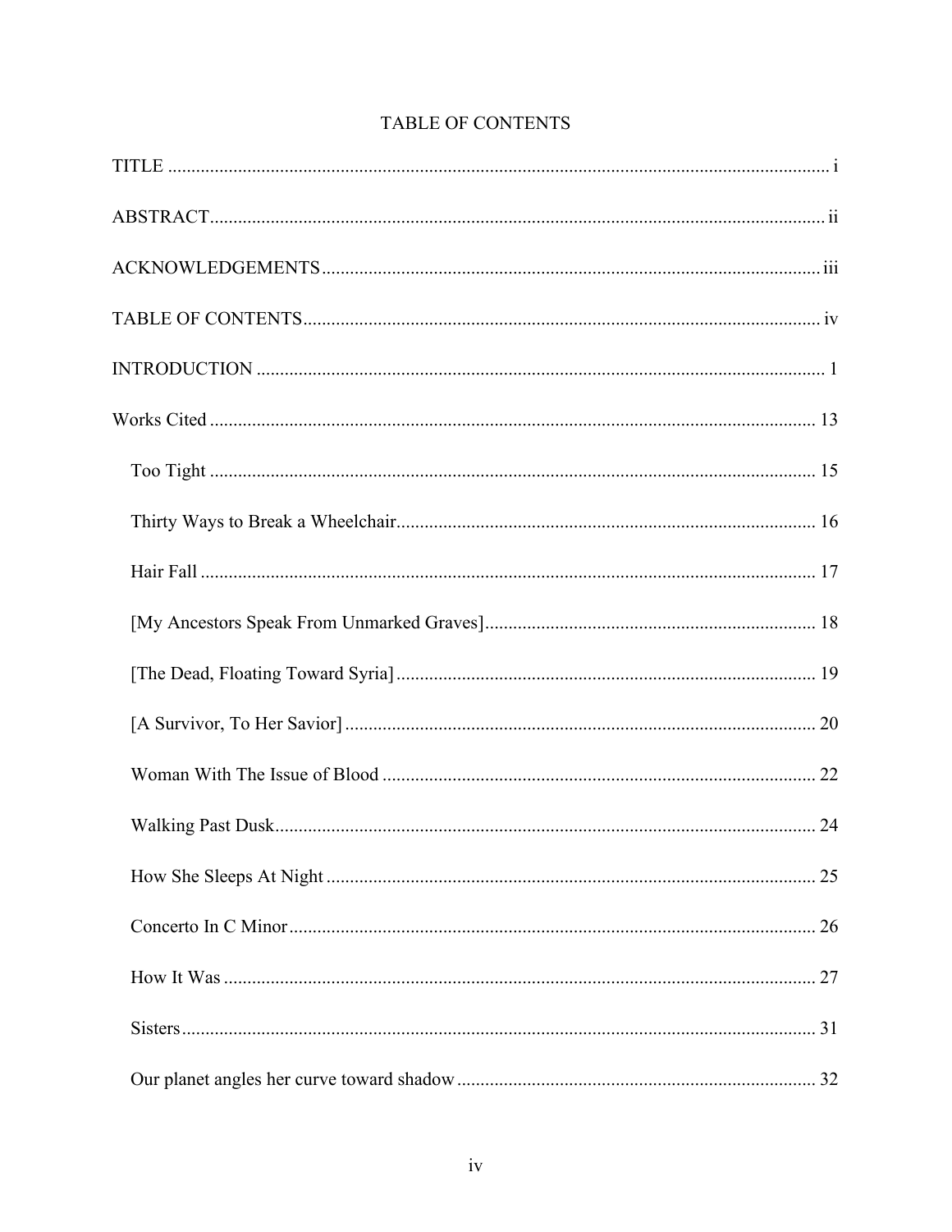# TABLE OF CONTENTS

TITLE ..... i

ABSTRACT ..... ii

ACKNOWLEDGEMENTS ..... iii

TABLE OF CONTENTS ..... iv

INTRODUCTION ..... 1

Works Cited ..... 13

- Too Tight ..... 15
- Thirty Ways to Break a Wheelchair ..... 16
- Hair Fall ..... 17
- [My Ancestors Speak From Unmarked Graves] ..... 18
- [The Dead, Floating Toward Syria] ..... 19
- [A Survivor, To Her Savior] ..... 20
- Woman With The Issue of Blood ..... 22
- Walking Past Dusk ..... 24
- How She Sleeps At Night ..... 25
- Concerto In C Minor ..... 26
- How It Was ..... 27
- Sisters ..... 31
- Our planet angles her curve toward shadow ..... 32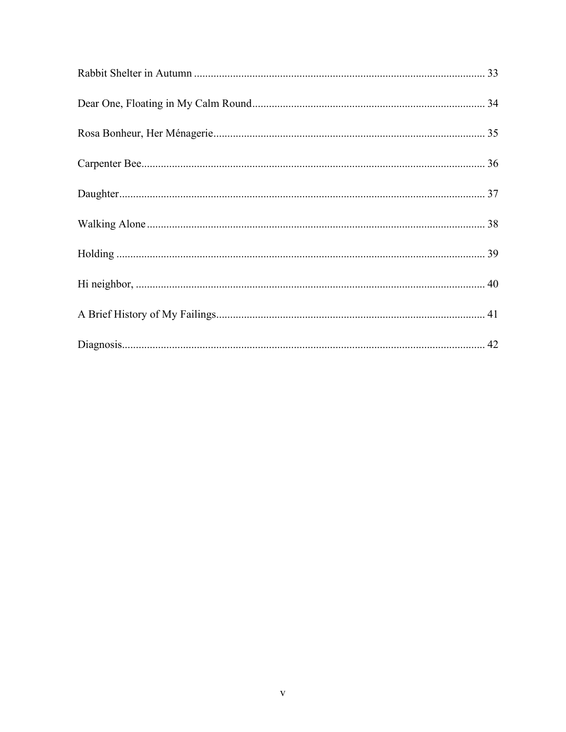Rabbit Shelter in Autumn ........................................................................................................ 33

Dear One, Floating in My Calm Round.................................................................................... 34

Rosa Bonheur, Her Ménagerie................................................................................................. 35

Carpenter Bee........................................................................................................................... 36

Daughter................................................................................................................................... 37

Walking Alone ......................................................................................................................... 38

Holding .................................................................................................................................... 39

Hi neighbor, ............................................................................................................................. 40

A Brief History of My Failings................................................................................................ 41

Diagnosis.................................................................................................................................. 42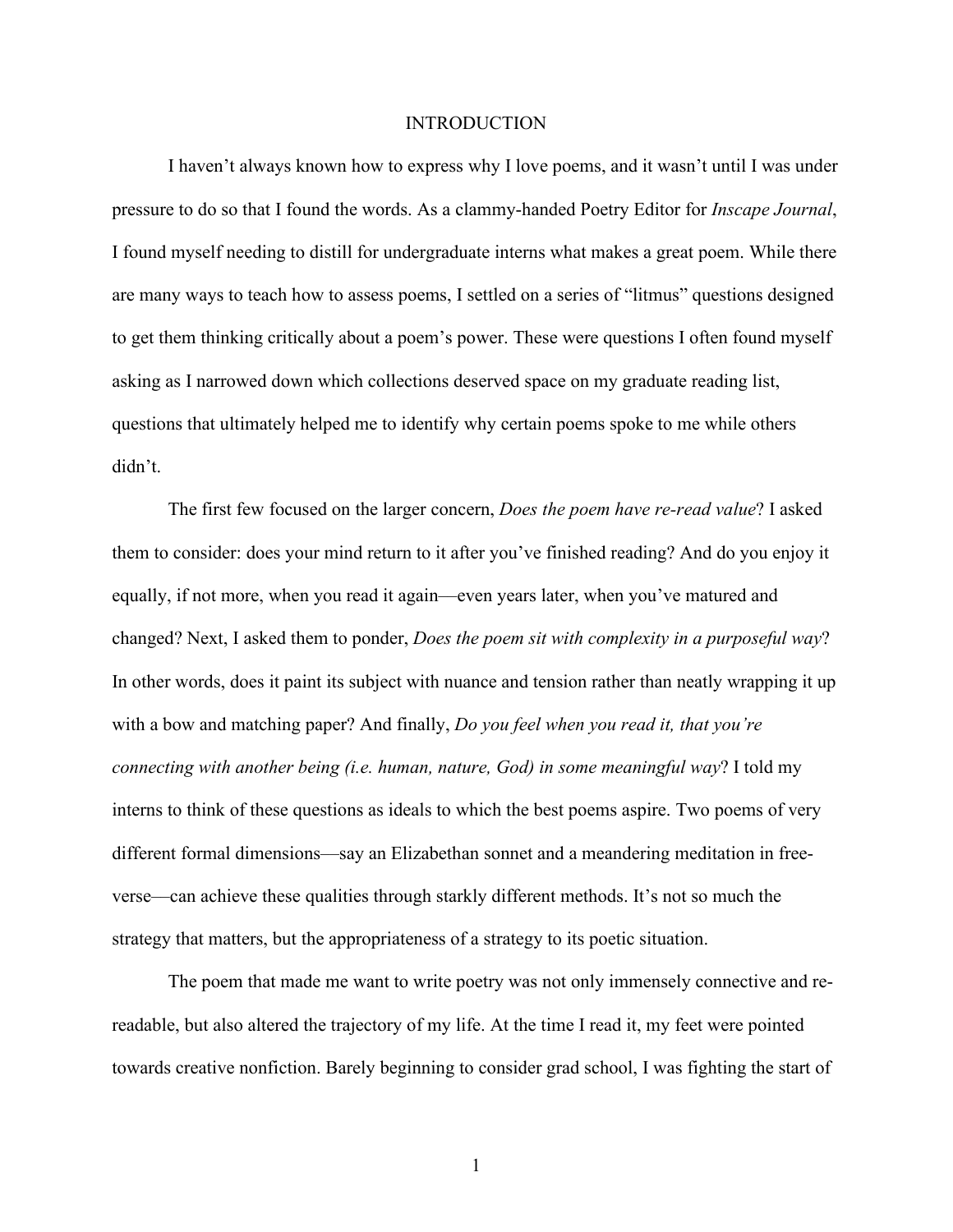# INTRODUCTION

I haven't always known how to express why I love poems, and it wasn't until I was under pressure to do so that I found the words. As a clammy-handed Poetry Editor for *Inscape Journal*, I found myself needing to distill for undergraduate interns what makes a great poem. While there are many ways to teach how to assess poems, I settled on a series of "litmus" questions designed to get them thinking critically about a poem's power. These were questions I often found myself asking as I narrowed down which collections deserved space on my graduate reading list, questions that ultimately helped me to identify why certain poems spoke to me while others didn't.

The first few focused on the larger concern, *Does the poem have re-read value*? I asked them to consider: does your mind return to it after you've finished reading? And do you enjoy it equally, if not more, when you read it again—even years later, when you've matured and changed? Next, I asked them to ponder, *Does the poem sit with complexity in a purposeful way*? In other words, does it paint its subject with nuance and tension rather than neatly wrapping it up with a bow and matching paper? And finally, *Do you feel when you read it, that you're connecting with another being (i.e. human, nature, God) in some meaningful way*? I told my interns to think of these questions as ideals to which the best poems aspire. Two poems of very different formal dimensions—say an Elizabethan sonnet and a meandering meditation in free-verse—can achieve these qualities through starkly different methods. It's not so much the strategy that matters, but the appropriateness of a strategy to its poetic situation.

The poem that made me want to write poetry was not only immensely connective and re-readable, but also altered the trajectory of my life. At the time I read it, my feet were pointed towards creative nonfiction. Barely beginning to consider grad school, I was fighting the start of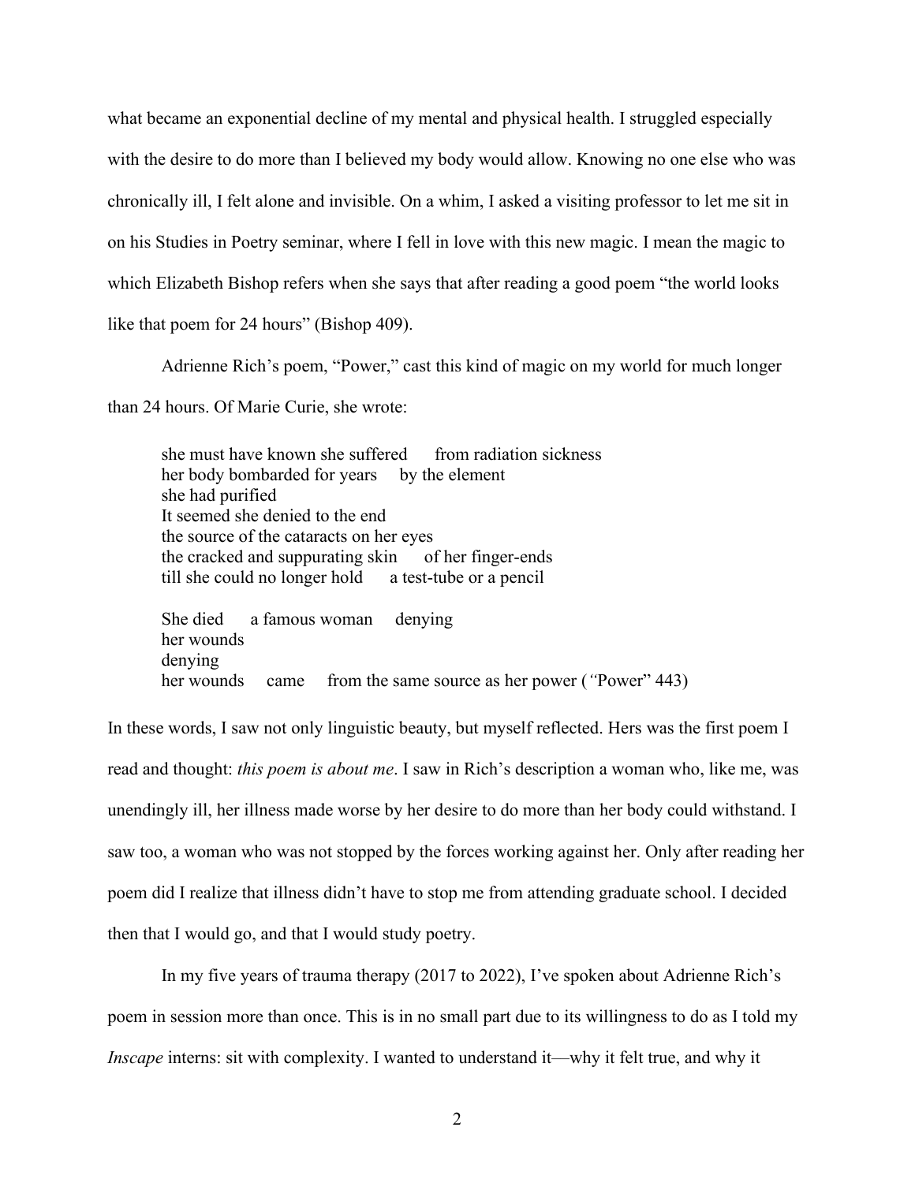what became an exponential decline of my mental and physical health. I struggled especially with the desire to do more than I believed my body would allow. Knowing no one else who was chronically ill, I felt alone and invisible. On a whim, I asked a visiting professor to let me sit in on his Studies in Poetry seminar, where I fell in love with this new magic. I mean the magic to which Elizabeth Bishop refers when she says that after reading a good poem "the world looks like that poem for 24 hours" (Bishop 409).

Adrienne Rich's poem, "Power," cast this kind of magic on my world for much longer than 24 hours. Of Marie Curie, she wrote:

> she must have known she suffered     from radiation sickness
> her body bombarded for years     by the element
> she had purified
> It seemed she denied to the end
> the source of the cataracts on her eyes
> the cracked and suppurating skin     of her finger-ends
> till she could no longer hold     a test-tube or a pencil
>
> She died     a famous woman     denying
> her wounds
> denying
> her wounds     came     from the same source as her power ("Power" 443)

In these words, I saw not only linguistic beauty, but myself reflected. Hers was the first poem I read and thought: *this poem is about me*. I saw in Rich's description a woman who, like me, was unendingly ill, her illness made worse by her desire to do more than her body could withstand. I saw too, a woman who was not stopped by the forces working against her. Only after reading her poem did I realize that illness didn't have to stop me from attending graduate school. I decided then that I would go, and that I would study poetry.

In my five years of trauma therapy (2017 to 2022), I've spoken about Adrienne Rich's poem in session more than once. This is in no small part due to its willingness to do as I told my *Inscape* interns: sit with complexity. I wanted to understand it—why it felt true, and why it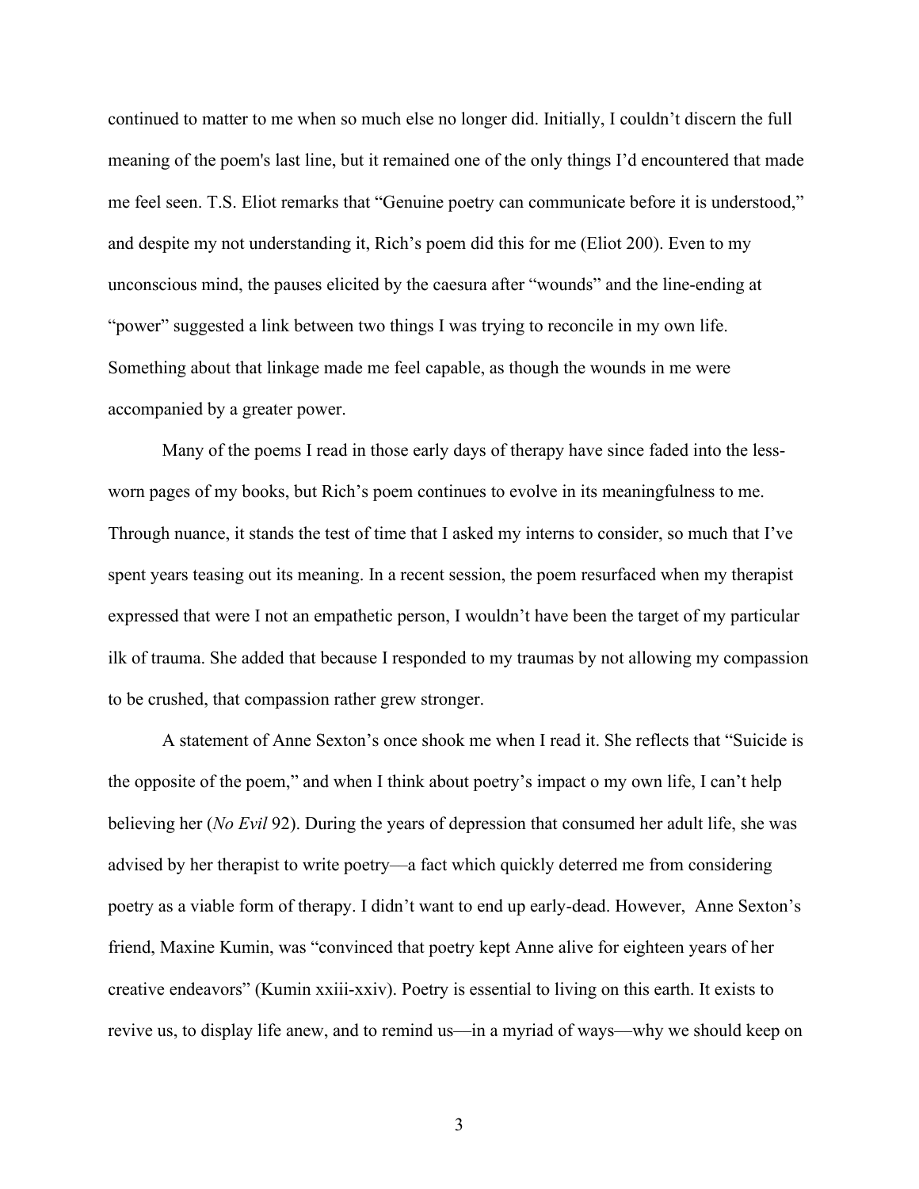continued to matter to me when so much else no longer did. Initially, I couldn't discern the full meaning of the poem's last line, but it remained one of the only things I'd encountered that made me feel seen. T.S. Eliot remarks that "Genuine poetry can communicate before it is understood," and despite my not understanding it, Rich's poem did this for me (Eliot 200). Even to my unconscious mind, the pauses elicited by the caesura after "wounds" and the line-ending at "power" suggested a link between two things I was trying to reconcile in my own life. Something about that linkage made me feel capable, as though the wounds in me were accompanied by a greater power.

Many of the poems I read in those early days of therapy have since faded into the less-worn pages of my books, but Rich's poem continues to evolve in its meaningfulness to me. Through nuance, it stands the test of time that I asked my interns to consider, so much that I've spent years teasing out its meaning. In a recent session, the poem resurfaced when my therapist expressed that were I not an empathetic person, I wouldn't have been the target of my particular ilk of trauma. She added that because I responded to my traumas by not allowing my compassion to be crushed, that compassion rather grew stronger.

A statement of Anne Sexton's once shook me when I read it. She reflects that "Suicide is the opposite of the poem," and when I think about poetry's impact o my own life, I can't help believing her (*No Evil* 92). During the years of depression that consumed her adult life, she was advised by her therapist to write poetry—a fact which quickly deterred me from considering poetry as a viable form of therapy. I didn't want to end up early-dead. However, Anne Sexton's friend, Maxine Kumin, was "convinced that poetry kept Anne alive for eighteen years of her creative endeavors" (Kumin xxiii-xxiv). Poetry is essential to living on this earth. It exists to revive us, to display life anew, and to remind us—in a myriad of ways—why we should keep on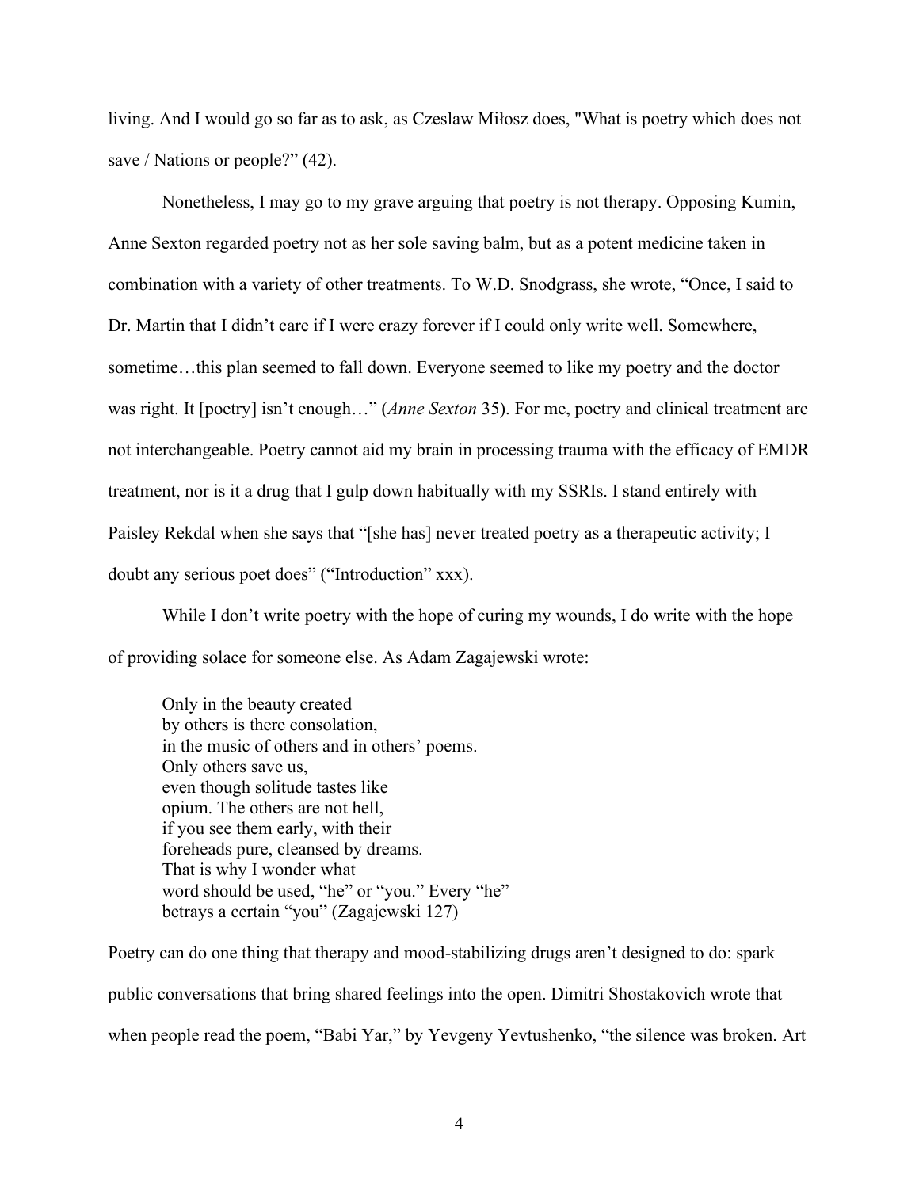living. And I would go so far as to ask, as Czeslaw Miłosz does, "What is poetry which does not save / Nations or people?" (42).

Nonetheless, I may go to my grave arguing that poetry is not therapy. Opposing Kumin, Anne Sexton regarded poetry not as her sole saving balm, but as a potent medicine taken in combination with a variety of other treatments. To W.D. Snodgrass, she wrote, "Once, I said to Dr. Martin that I didn't care if I were crazy forever if I could only write well. Somewhere, sometime…this plan seemed to fall down. Everyone seemed to like my poetry and the doctor was right. It [poetry] isn't enough…" (*Anne Sexton* 35). For me, poetry and clinical treatment are not interchangeable. Poetry cannot aid my brain in processing trauma with the efficacy of EMDR treatment, nor is it a drug that I gulp down habitually with my SSRIs. I stand entirely with Paisley Rekdal when she says that "[she has] never treated poetry as a therapeutic activity; I doubt any serious poet does" ("Introduction" xxx).

While I don't write poetry with the hope of curing my wounds, I do write with the hope of providing solace for someone else. As Adam Zagajewski wrote:

> Only in the beauty created
> by others is there consolation,
> in the music of others and in others' poems.
> Only others save us,
> even though solitude tastes like
> opium. The others are not hell,
> if you see them early, with their
> foreheads pure, cleansed by dreams.
> That is why I wonder what
> word should be used, "he" or "you." Every "he"
> betrays a certain "you" (Zagajewski 127)

Poetry can do one thing that therapy and mood-stabilizing drugs aren't designed to do: spark public conversations that bring shared feelings into the open. Dimitri Shostakovich wrote that when people read the poem, "Babi Yar," by Yevgeny Yevtushenko, "the silence was broken. Art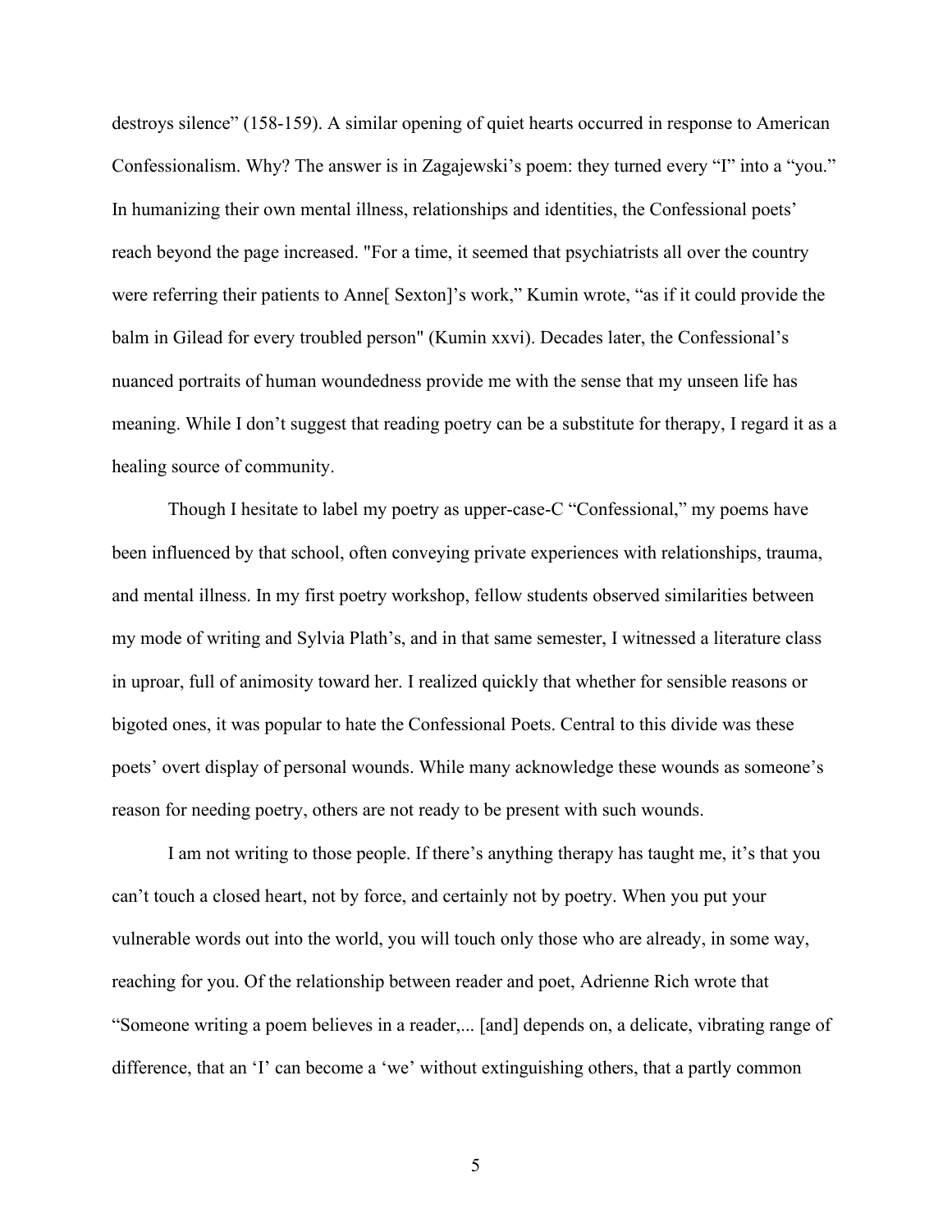destroys silence” (158-159). A similar opening of quiet hearts occurred in response to American Confessionalism. Why? The answer is in Zagajewski’s poem: they turned every “I” into a “you.” In humanizing their own mental illness, relationships and identities, the Confessional poets’ reach beyond the page increased. "For a time, it seemed that psychiatrists all over the country were referring their patients to Anne[ Sexton]’s work,” Kumin wrote, “as if it could provide the balm in Gilead for every troubled person" (Kumin xxvi). Decades later, the Confessional’s nuanced portraits of human woundedness provide me with the sense that my unseen life has meaning. While I don’t suggest that reading poetry can be a substitute for therapy, I regard it as a healing source of community.

Though I hesitate to label my poetry as upper-case-C “Confessional,” my poems have been influenced by that school, often conveying private experiences with relationships, trauma, and mental illness. In my first poetry workshop, fellow students observed similarities between my mode of writing and Sylvia Plath’s, and in that same semester, I witnessed a literature class in uproar, full of animosity toward her. I realized quickly that whether for sensible reasons or bigoted ones, it was popular to hate the Confessional Poets. Central to this divide was these poets’ overt display of personal wounds. While many acknowledge these wounds as someone’s reason for needing poetry, others are not ready to be present with such wounds.

I am not writing to those people. If there’s anything therapy has taught me, it’s that you can’t touch a closed heart, not by force, and certainly not by poetry. When you put your vulnerable words out into the world, you will touch only those who are already, in some way, reaching for you. Of the relationship between reader and poet, Adrienne Rich wrote that “Someone writing a poem believes in a reader,... [and] depends on, a delicate, vibrating range of difference, that an ‘I’ can become a ‘we’ without extinguishing others, that a partly common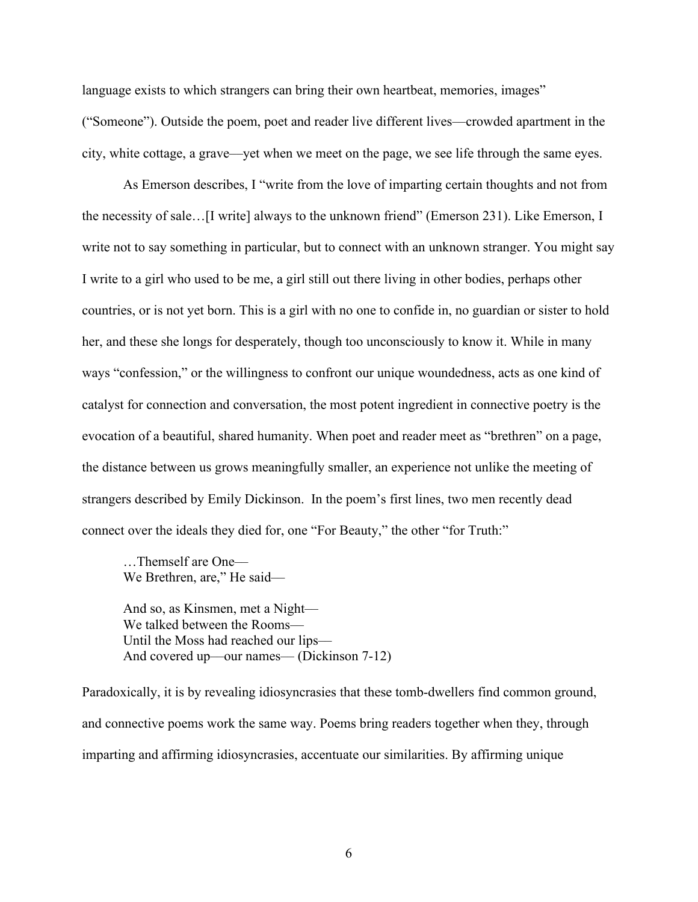language exists to which strangers can bring their own heartbeat, memories, images" ("Someone"). Outside the poem, poet and reader live different lives—crowded apartment in the city, white cottage, a grave—yet when we meet on the page, we see life through the same eyes.

As Emerson describes, I "write from the love of imparting certain thoughts and not from the necessity of sale…[I write] always to the unknown friend" (Emerson 231). Like Emerson, I write not to say something in particular, but to connect with an unknown stranger. You might say I write to a girl who used to be me, a girl still out there living in other bodies, perhaps other countries, or is not yet born. This is a girl with no one to confide in, no guardian or sister to hold her, and these she longs for desperately, though too unconsciously to know it. While in many ways "confession," or the willingness to confront our unique woundedness, acts as one kind of catalyst for connection and conversation, the most potent ingredient in connective poetry is the evocation of a beautiful, shared humanity. When poet and reader meet as "brethren" on a page, the distance between us grows meaningfully smaller, an experience not unlike the meeting of strangers described by Emily Dickinson. In the poem's first lines, two men recently dead connect over the ideals they died for, one "For Beauty," the other "for Truth:"

> …Themself are One—
> We Brethren, are," He said—
>
> And so, as Kinsmen, met a Night—
> We talked between the Rooms—
> Until the Moss had reached our lips—
> And covered up—our names— (Dickinson 7-12)

Paradoxically, it is by revealing idiosyncrasies that these tomb-dwellers find common ground, and connective poems work the same way. Poems bring readers together when they, through imparting and affirming idiosyncrasies, accentuate our similarities. By affirming unique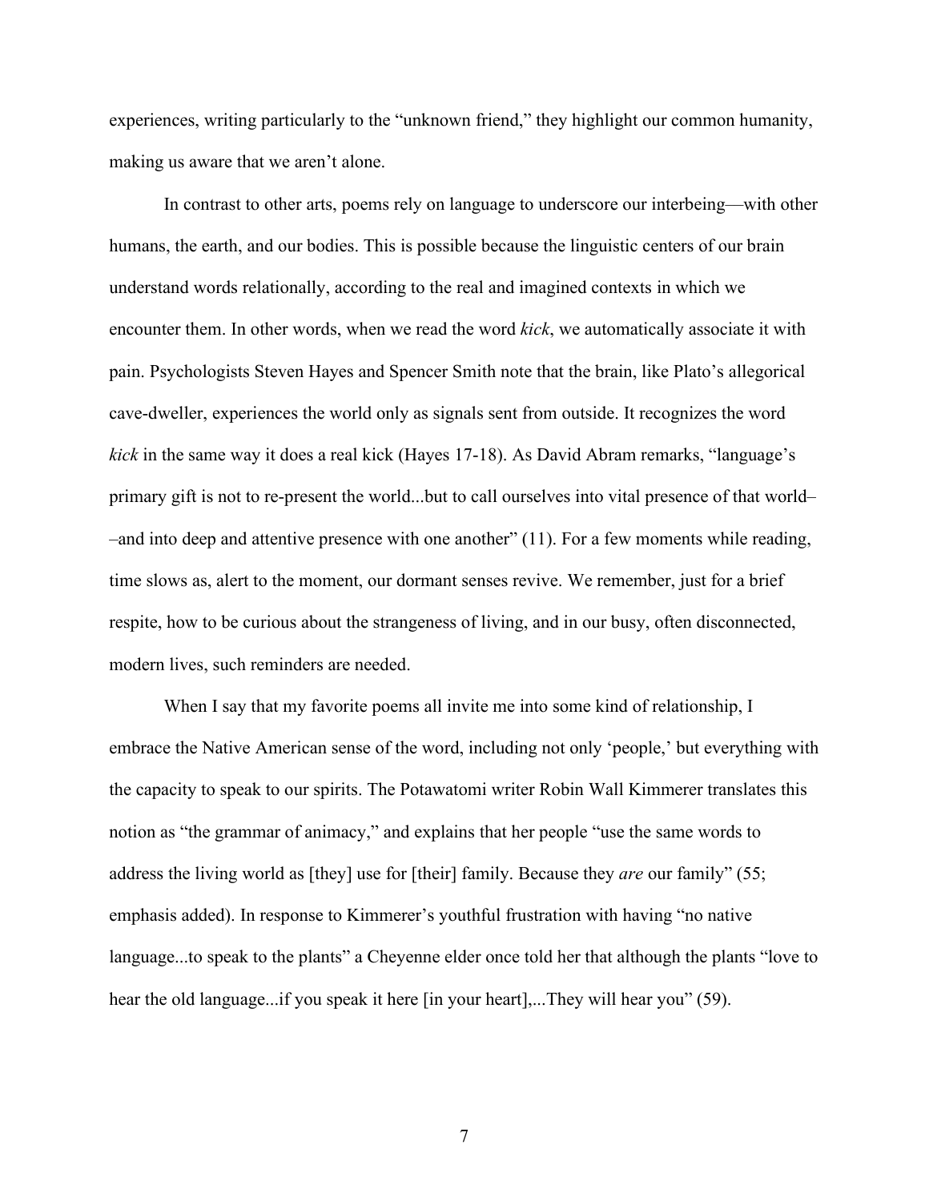experiences, writing particularly to the "unknown friend," they highlight our common humanity, making us aware that we aren't alone.

In contrast to other arts, poems rely on language to underscore our interbeing—with other humans, the earth, and our bodies. This is possible because the linguistic centers of our brain understand words relationally, according to the real and imagined contexts in which we encounter them. In other words, when we read the word *kick*, we automatically associate it with pain. Psychologists Steven Hayes and Spencer Smith note that the brain, like Plato's allegorical cave-dweller, experiences the world only as signals sent from outside. It recognizes the word *kick* in the same way it does a real kick (Hayes 17-18). As David Abram remarks, "language's primary gift is not to re-present the world...but to call ourselves into vital presence of that world––and into deep and attentive presence with one another" (11). For a few moments while reading, time slows as, alert to the moment, our dormant senses revive. We remember, just for a brief respite, how to be curious about the strangeness of living, and in our busy, often disconnected, modern lives, such reminders are needed.

When I say that my favorite poems all invite me into some kind of relationship, I embrace the Native American sense of the word, including not only 'people,' but everything with the capacity to speak to our spirits. The Potawatomi writer Robin Wall Kimmerer translates this notion as "the grammar of animacy," and explains that her people "use the same words to address the living world as [they] use for [their] family. Because they *are* our family" (55; emphasis added). In response to Kimmerer's youthful frustration with having "no native language...to speak to the plants" a Cheyenne elder once told her that although the plants "love to hear the old language...if you speak it here [in your heart],...They will hear you" (59).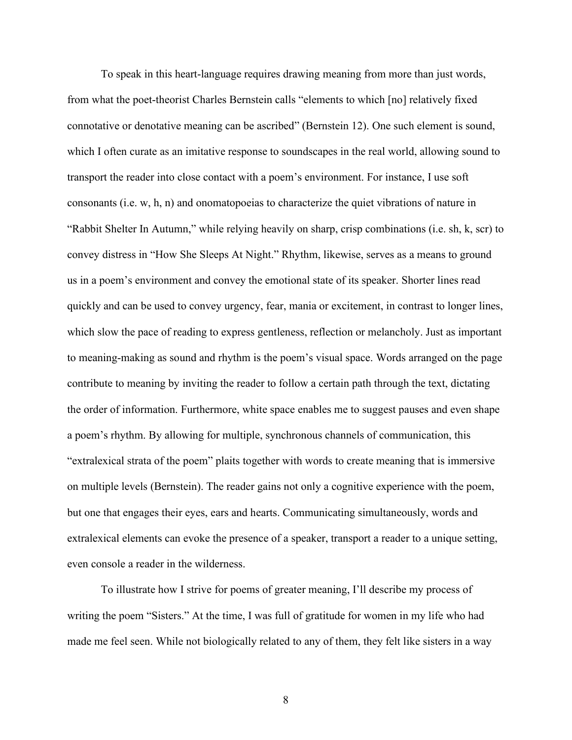To speak in this heart-language requires drawing meaning from more than just words, from what the poet-theorist Charles Bernstein calls "elements to which [no] relatively fixed connotative or denotative meaning can be ascribed" (Bernstein 12). One such element is sound, which I often curate as an imitative response to soundscapes in the real world, allowing sound to transport the reader into close contact with a poem's environment. For instance, I use soft consonants (i.e. w, h, n) and onomatopoeias to characterize the quiet vibrations of nature in "Rabbit Shelter In Autumn," while relying heavily on sharp, crisp combinations (i.e. sh, k, scr) to convey distress in "How She Sleeps At Night." Rhythm, likewise, serves as a means to ground us in a poem's environment and convey the emotional state of its speaker. Shorter lines read quickly and can be used to convey urgency, fear, mania or excitement, in contrast to longer lines, which slow the pace of reading to express gentleness, reflection or melancholy. Just as important to meaning-making as sound and rhythm is the poem's visual space. Words arranged on the page contribute to meaning by inviting the reader to follow a certain path through the text, dictating the order of information. Furthermore, white space enables me to suggest pauses and even shape a poem's rhythm. By allowing for multiple, synchronous channels of communication, this "extralexical strata of the poem" plaits together with words to create meaning that is immersive on multiple levels (Bernstein). The reader gains not only a cognitive experience with the poem, but one that engages their eyes, ears and hearts. Communicating simultaneously, words and extralexical elements can evoke the presence of a speaker, transport a reader to a unique setting, even console a reader in the wilderness.

To illustrate how I strive for poems of greater meaning, I'll describe my process of writing the poem "Sisters." At the time, I was full of gratitude for women in my life who had made me feel seen. While not biologically related to any of them, they felt like sisters in a way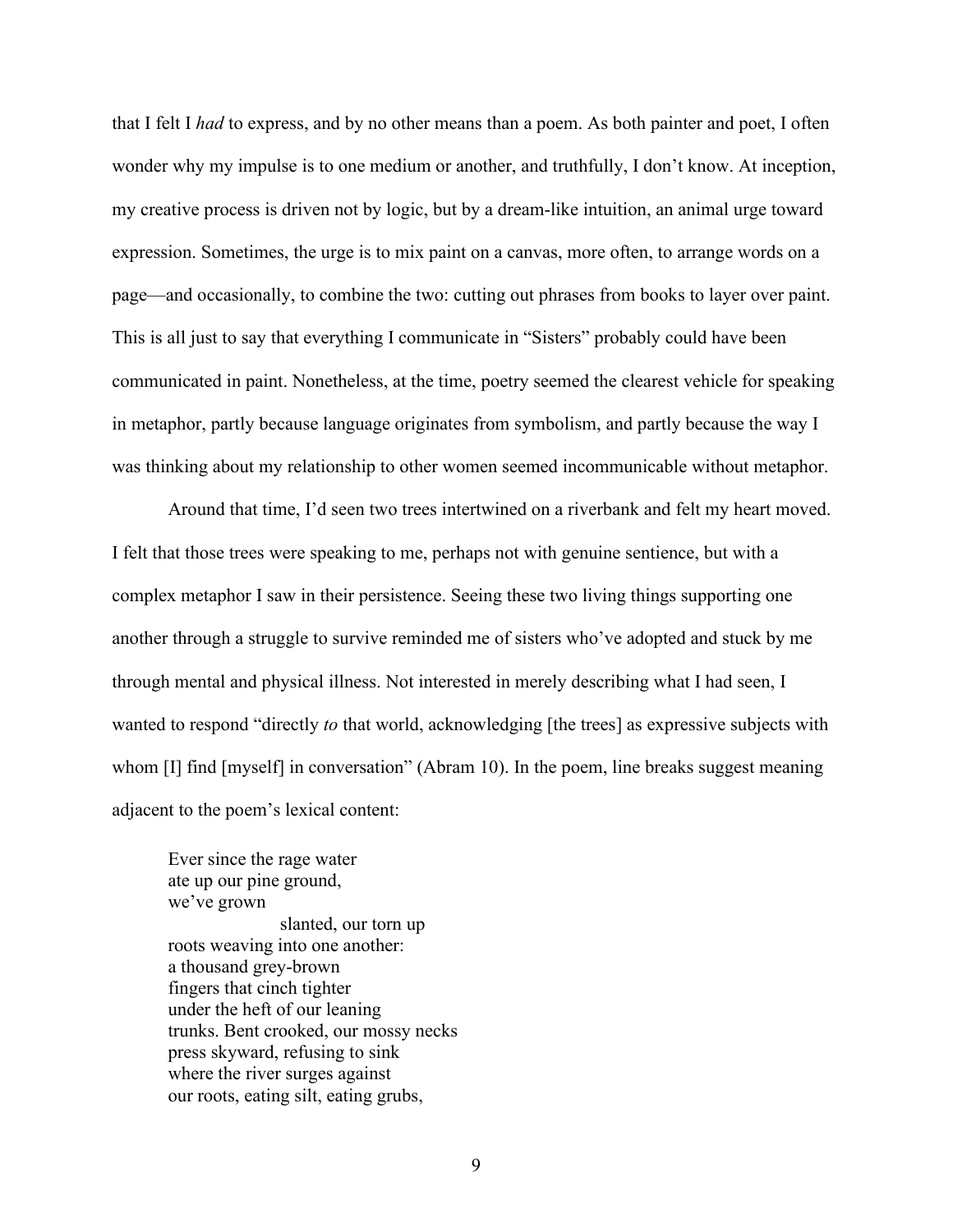that I felt I *had* to express, and by no other means than a poem. As both painter and poet, I often wonder why my impulse is to one medium or another, and truthfully, I don't know. At inception, my creative process is driven not by logic, but by a dream-like intuition, an animal urge toward expression. Sometimes, the urge is to mix paint on a canvas, more often, to arrange words on a page—and occasionally, to combine the two: cutting out phrases from books to layer over paint. This is all just to say that everything I communicate in "Sisters" probably could have been communicated in paint. Nonetheless, at the time, poetry seemed the clearest vehicle for speaking in metaphor, partly because language originates from symbolism, and partly because the way I was thinking about my relationship to other women seemed incommunicable without metaphor.

Around that time, I'd seen two trees intertwined on a riverbank and felt my heart moved. I felt that those trees were speaking to me, perhaps not with genuine sentience, but with a complex metaphor I saw in their persistence. Seeing these two living things supporting one another through a struggle to survive reminded me of sisters who've adopted and stuck by me through mental and physical illness. Not interested in merely describing what I had seen, I wanted to respond "directly *to* that world, acknowledging [the trees] as expressive subjects with whom [I] find [myself] in conversation" (Abram 10). In the poem, line breaks suggest meaning adjacent to the poem's lexical content:

> Ever since the rage water  
> ate up our pine ground,  
> we've grown  
> &nbsp;&nbsp;&nbsp;&nbsp;&nbsp;&nbsp;&nbsp;&nbsp;&nbsp;&nbsp;&nbsp;&nbsp;&nbsp;&nbsp;&nbsp;&nbsp;&nbsp;&nbsp;&nbsp;&nbsp;slanted, our torn up  
> roots weaving into one another:  
> a thousand grey-brown  
> fingers that cinch tighter  
> under the heft of our leaning  
> trunks. Bent crooked, our mossy necks  
> press skyward, refusing to sink  
> where the river surges against  
> our roots, eating silt, eating grubs,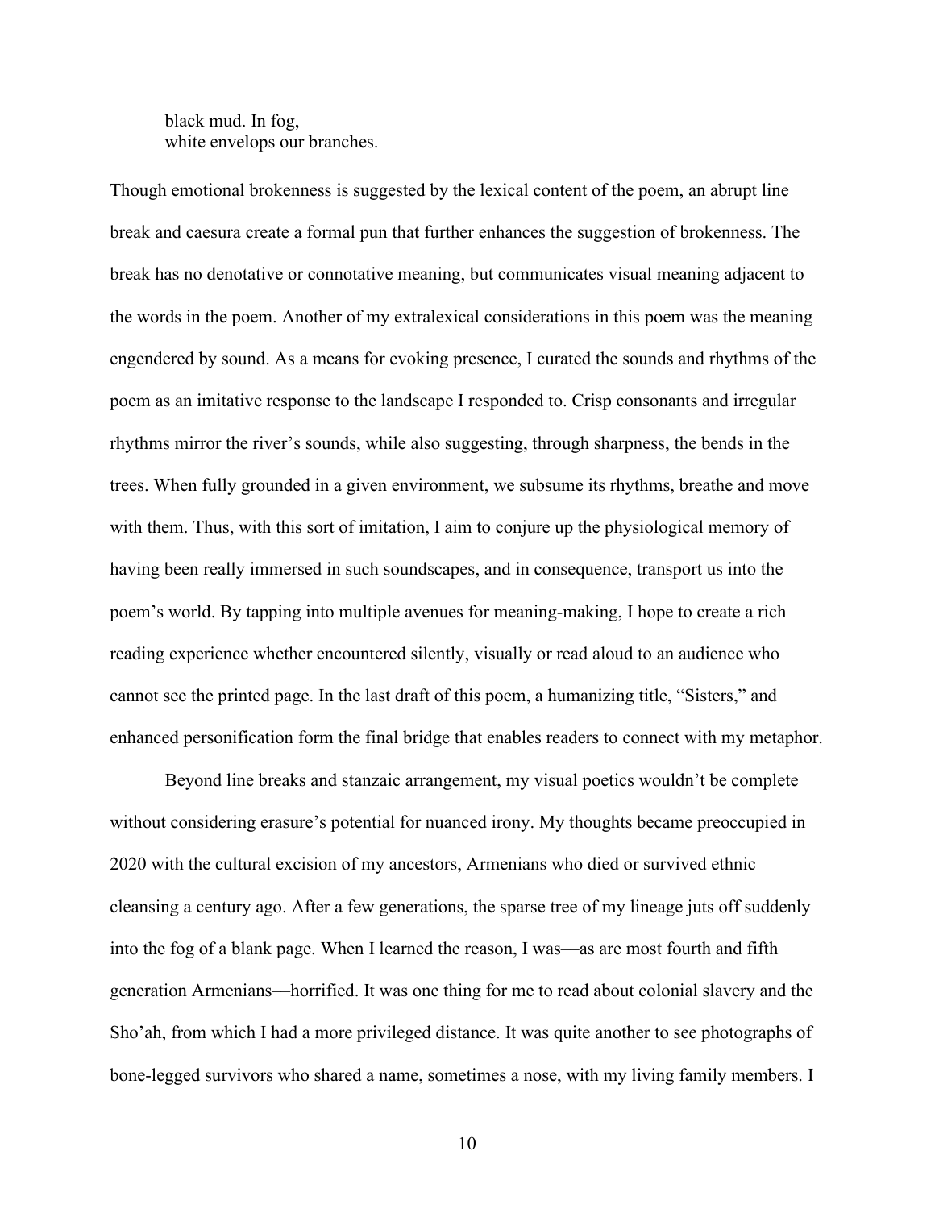> black mud. In fog,
> white envelops our branches.

Though emotional brokenness is suggested by the lexical content of the poem, an abrupt line break and caesura create a formal pun that further enhances the suggestion of brokenness. The break has no denotative or connotative meaning, but communicates visual meaning adjacent to the words in the poem. Another of my extralexical considerations in this poem was the meaning engendered by sound. As a means for evoking presence, I curated the sounds and rhythms of the poem as an imitative response to the landscape I responded to. Crisp consonants and irregular rhythms mirror the river's sounds, while also suggesting, through sharpness, the bends in the trees. When fully grounded in a given environment, we subsume its rhythms, breathe and move with them. Thus, with this sort of imitation, I aim to conjure up the physiological memory of having been really immersed in such soundscapes, and in consequence, transport us into the poem's world. By tapping into multiple avenues for meaning-making, I hope to create a rich reading experience whether encountered silently, visually or read aloud to an audience who cannot see the printed page. In the last draft of this poem, a humanizing title, "Sisters," and enhanced personification form the final bridge that enables readers to connect with my metaphor.

Beyond line breaks and stanzaic arrangement, my visual poetics wouldn't be complete without considering erasure's potential for nuanced irony. My thoughts became preoccupied in 2020 with the cultural excision of my ancestors, Armenians who died or survived ethnic cleansing a century ago. After a few generations, the sparse tree of my lineage juts off suddenly into the fog of a blank page. When I learned the reason, I was—as are most fourth and fifth generation Armenians—horrified. It was one thing for me to read about colonial slavery and the Sho'ah, from which I had a more privileged distance. It was quite another to see photographs of bone-legged survivors who shared a name, sometimes a nose, with my living family members. I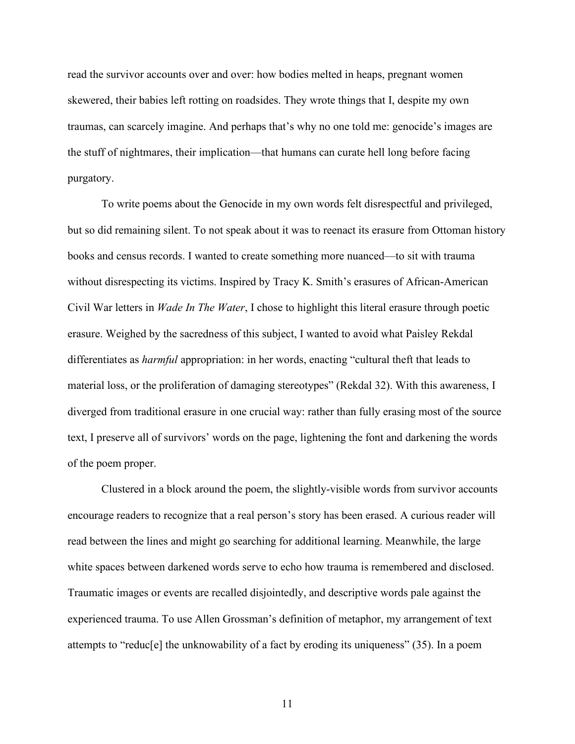read the survivor accounts over and over: how bodies melted in heaps, pregnant women skewered, their babies left rotting on roadsides. They wrote things that I, despite my own traumas, can scarcely imagine. And perhaps that's why no one told me: genocide's images are the stuff of nightmares, their implication—that humans can curate hell long before facing purgatory.

To write poems about the Genocide in my own words felt disrespectful and privileged, but so did remaining silent. To not speak about it was to reenact its erasure from Ottoman history books and census records. I wanted to create something more nuanced—to sit with trauma without disrespecting its victims. Inspired by Tracy K. Smith's erasures of African-American Civil War letters in *Wade In The Water*, I chose to highlight this literal erasure through poetic erasure. Weighed by the sacredness of this subject, I wanted to avoid what Paisley Rekdal differentiates as *harmful* appropriation: in her words, enacting "cultural theft that leads to material loss, or the proliferation of damaging stereotypes" (Rekdal 32). With this awareness, I diverged from traditional erasure in one crucial way: rather than fully erasing most of the source text, I preserve all of survivors' words on the page, lightening the font and darkening the words of the poem proper.

Clustered in a block around the poem, the slightly-visible words from survivor accounts encourage readers to recognize that a real person's story has been erased. A curious reader will read between the lines and might go searching for additional learning. Meanwhile, the large white spaces between darkened words serve to echo how trauma is remembered and disclosed. Traumatic images or events are recalled disjointedly, and descriptive words pale against the experienced trauma. To use Allen Grossman's definition of metaphor, my arrangement of text attempts to "reduc[e] the unknowability of a fact by eroding its uniqueness" (35). In a poem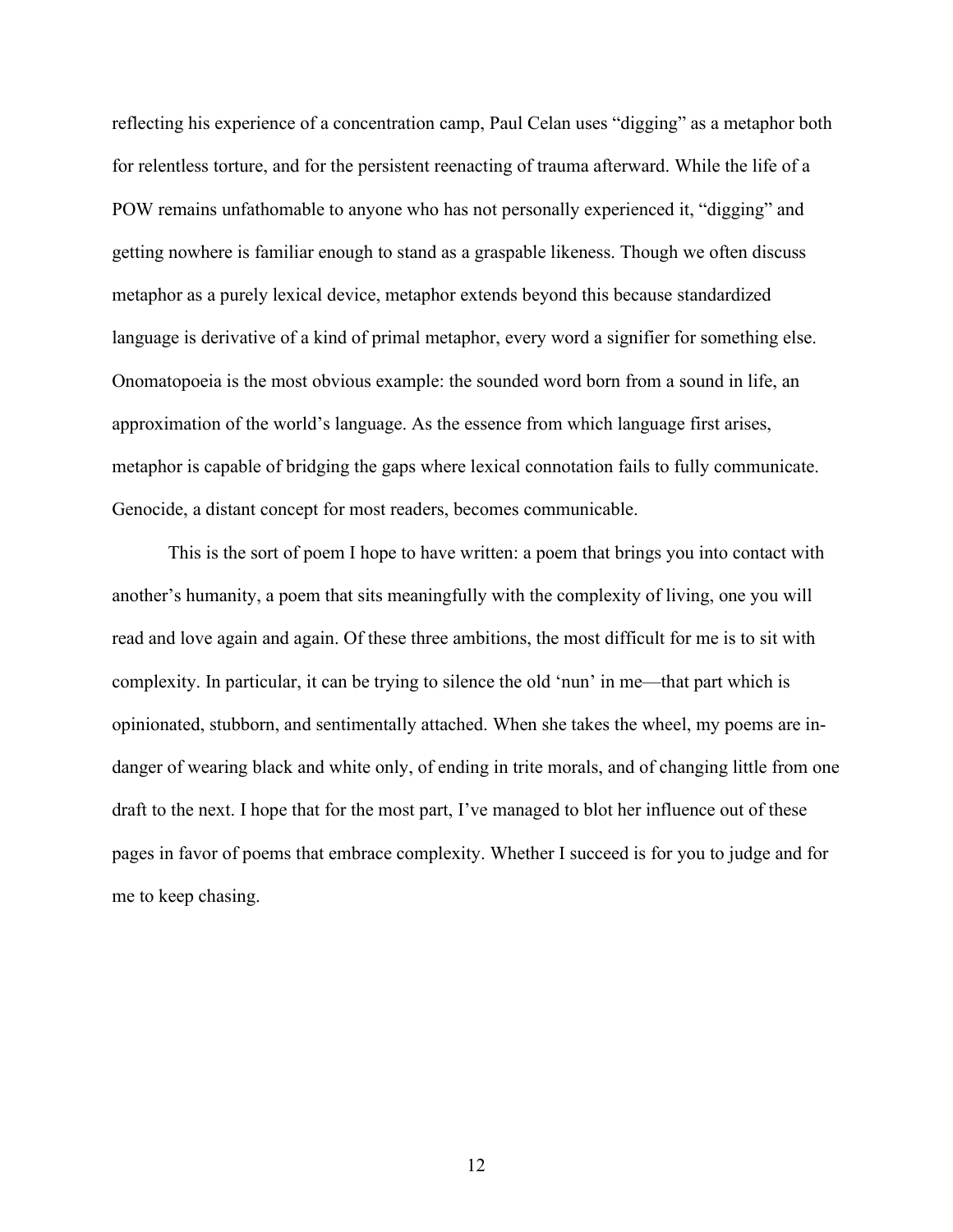reflecting his experience of a concentration camp, Paul Celan uses "digging" as a metaphor both for relentless torture, and for the persistent reenacting of trauma afterward. While the life of a POW remains unfathomable to anyone who has not personally experienced it, "digging" and getting nowhere is familiar enough to stand as a graspable likeness. Though we often discuss metaphor as a purely lexical device, metaphor extends beyond this because standardized language is derivative of a kind of primal metaphor, every word a signifier for something else. Onomatopoeia is the most obvious example: the sounded word born from a sound in life, an approximation of the world's language. As the essence from which language first arises, metaphor is capable of bridging the gaps where lexical connotation fails to fully communicate. Genocide, a distant concept for most readers, becomes communicable.

This is the sort of poem I hope to have written: a poem that brings you into contact with another's humanity, a poem that sits meaningfully with the complexity of living, one you will read and love again and again. Of these three ambitions, the most difficult for me is to sit with complexity. In particular, it can be trying to silence the old 'nun' in me—that part which is opinionated, stubborn, and sentimentally attached. When she takes the wheel, my poems are in-danger of wearing black and white only, of ending in trite morals, and of changing little from one draft to the next. I hope that for the most part, I've managed to blot her influence out of these pages in favor of poems that embrace complexity. Whether I succeed is for you to judge and for me to keep chasing.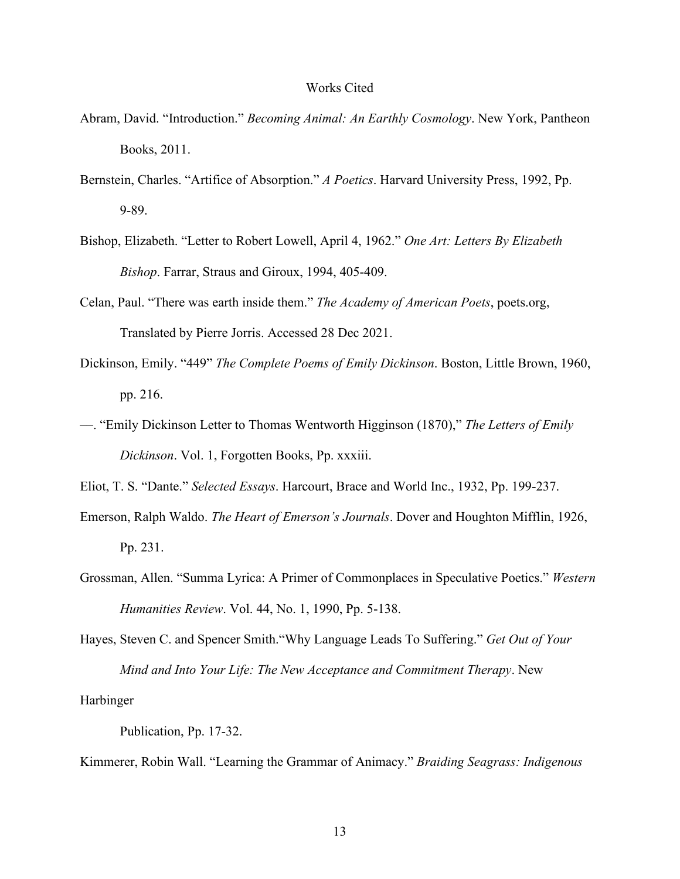# Works Cited

Abram, David. "Introduction." *Becoming Animal: An Earthly Cosmology*. New York, Pantheon Books, 2011.

Bernstein, Charles. "Artifice of Absorption." *A Poetics*. Harvard University Press, 1992, Pp. 9-89.

Bishop, Elizabeth. "Letter to Robert Lowell, April 4, 1962." *One Art: Letters By Elizabeth Bishop*. Farrar, Straus and Giroux, 1994, 405-409.

Celan, Paul. "There was earth inside them." *The Academy of American Poets*, poets.org, Translated by Pierre Jorris. Accessed 28 Dec 2021.

Dickinson, Emily. "449" *The Complete Poems of Emily Dickinson*. Boston, Little Brown, 1960, pp. 216.

—. "Emily Dickinson Letter to Thomas Wentworth Higginson (1870)," *The Letters of Emily Dickinson*. Vol. 1, Forgotten Books, Pp. xxxiii.

Eliot, T. S. "Dante." *Selected Essays*. Harcourt, Brace and World Inc., 1932, Pp. 199-237.

Emerson, Ralph Waldo. *The Heart of Emerson's Journals*. Dover and Houghton Mifflin, 1926, Pp. 231.

Grossman, Allen. "Summa Lyrica: A Primer of Commonplaces in Speculative Poetics." *Western Humanities Review*. Vol. 44, No. 1, 1990, Pp. 5-138.

Hayes, Steven C. and Spencer Smith."Why Language Leads To Suffering." *Get Out of Your Mind and Into Your Life: The New Acceptance and Commitment Therapy*. New Harbinger

Publication, Pp. 17-32.

Kimmerer, Robin Wall. "Learning the Grammar of Animacy." *Braiding Seagrass: Indigenous*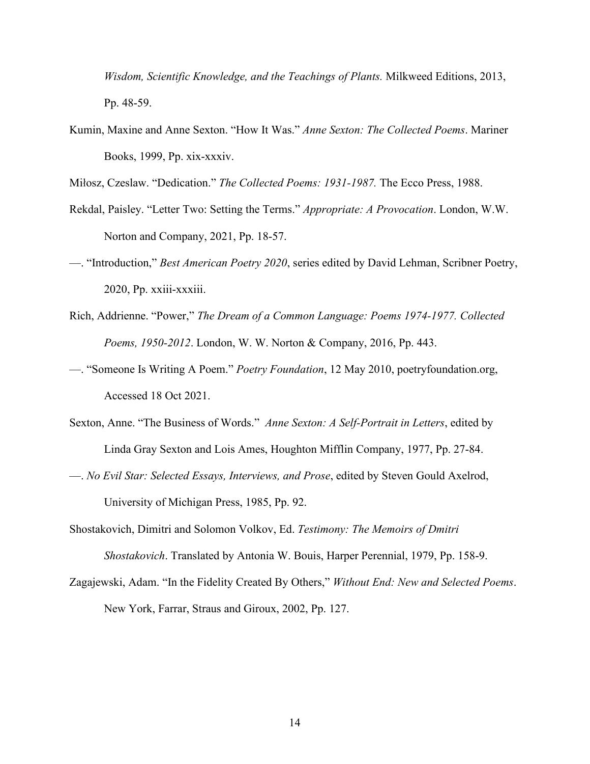*Wisdom, Scientific Knowledge, and the Teachings of Plants.* Milkweed Editions, 2013, Pp. 48-59.

Kumin, Maxine and Anne Sexton. "How It Was." *Anne Sexton: The Collected Poems*. Mariner Books, 1999, Pp. xix-xxxiv.

Miłosz, Czeslaw. "Dedication." *The Collected Poems: 1931-1987.* The Ecco Press, 1988.

Rekdal, Paisley. "Letter Two: Setting the Terms." *Appropriate: A Provocation*. London, W.W. Norton and Company, 2021, Pp. 18-57.

—. "Introduction," *Best American Poetry 2020*, series edited by David Lehman, Scribner Poetry, 2020, Pp. xxiii-xxxiii.

Rich, Addrienne. "Power," *The Dream of a Common Language: Poems 1974-1977. Collected Poems, 1950-2012*. London, W. W. Norton & Company, 2016, Pp. 443.

—. "Someone Is Writing A Poem." *Poetry Foundation*, 12 May 2010, poetryfoundation.org, Accessed 18 Oct 2021.

Sexton, Anne. "The Business of Words." *Anne Sexton: A Self-Portrait in Letters*, edited by Linda Gray Sexton and Lois Ames, Houghton Mifflin Company, 1977, Pp. 27-84.

—. *No Evil Star: Selected Essays, Interviews, and Prose*, edited by Steven Gould Axelrod, University of Michigan Press, 1985, Pp. 92.

Shostakovich, Dimitri and Solomon Volkov, Ed. *Testimony: The Memoirs of Dmitri Shostakovich*. Translated by Antonia W. Bouis, Harper Perennial, 1979, Pp. 158-9.

Zagajewski, Adam. "In the Fidelity Created By Others," *Without End: New and Selected Poems*. New York, Farrar, Straus and Giroux, 2002, Pp. 127.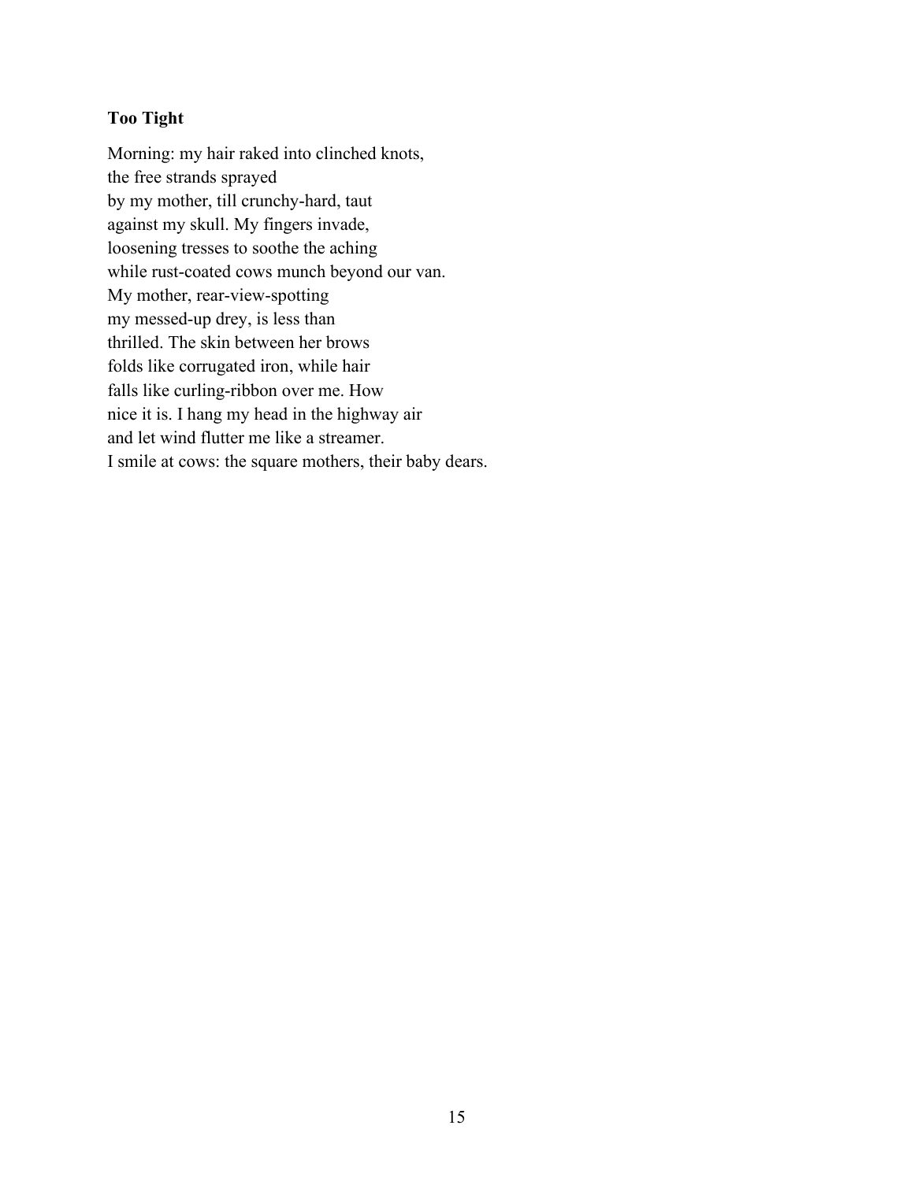**Too Tight**

Morning: my hair raked into clinched knots,  
the free strands sprayed  
by my mother, till crunchy-hard, taut  
against my skull. My fingers invade,  
loosening tresses to soothe the aching  
while rust-coated cows munch beyond our van.  
My mother, rear-view-spotting  
my messed-up drey, is less than  
thrilled. The skin between her brows  
folds like corrugated iron, while hair  
falls like curling-ribbon over me. How  
nice it is. I hang my head in the highway air  
and let wind flutter me like a streamer.  
I smile at cows: the square mothers, their baby dears.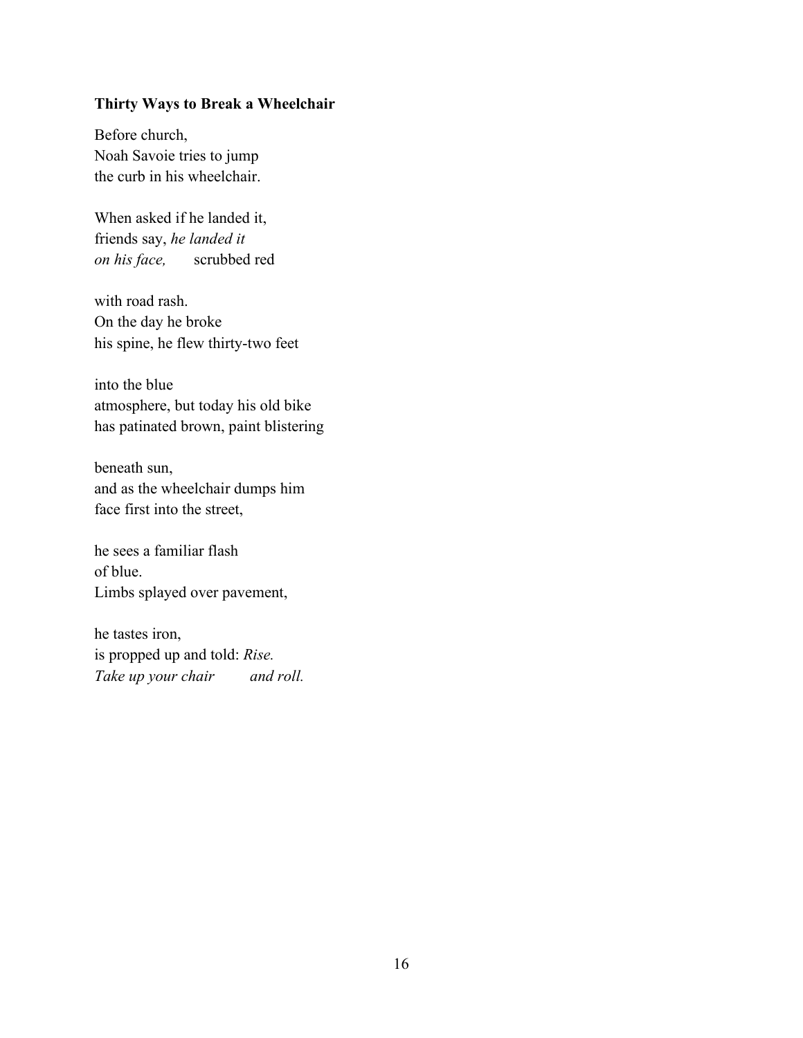**Thirty Ways to Break a Wheelchair**

Before church,  
Noah Savoie tries to jump  
the curb in his wheelchair.

When asked if he landed it,  
friends say, *he landed it*  
*on his face,*        scrubbed red

with road rash.  
On the day he broke  
his spine, he flew thirty-two feet

into the blue  
atmosphere, but today his old bike  
has patinated brown, paint blistering

beneath sun,  
and as the wheelchair dumps him  
face first into the street,

he sees a familiar flash  
of blue.  
Limbs splayed over pavement,

he tastes iron,  
is propped up and told: *Rise.*  
*Take up your chair*        *and roll.*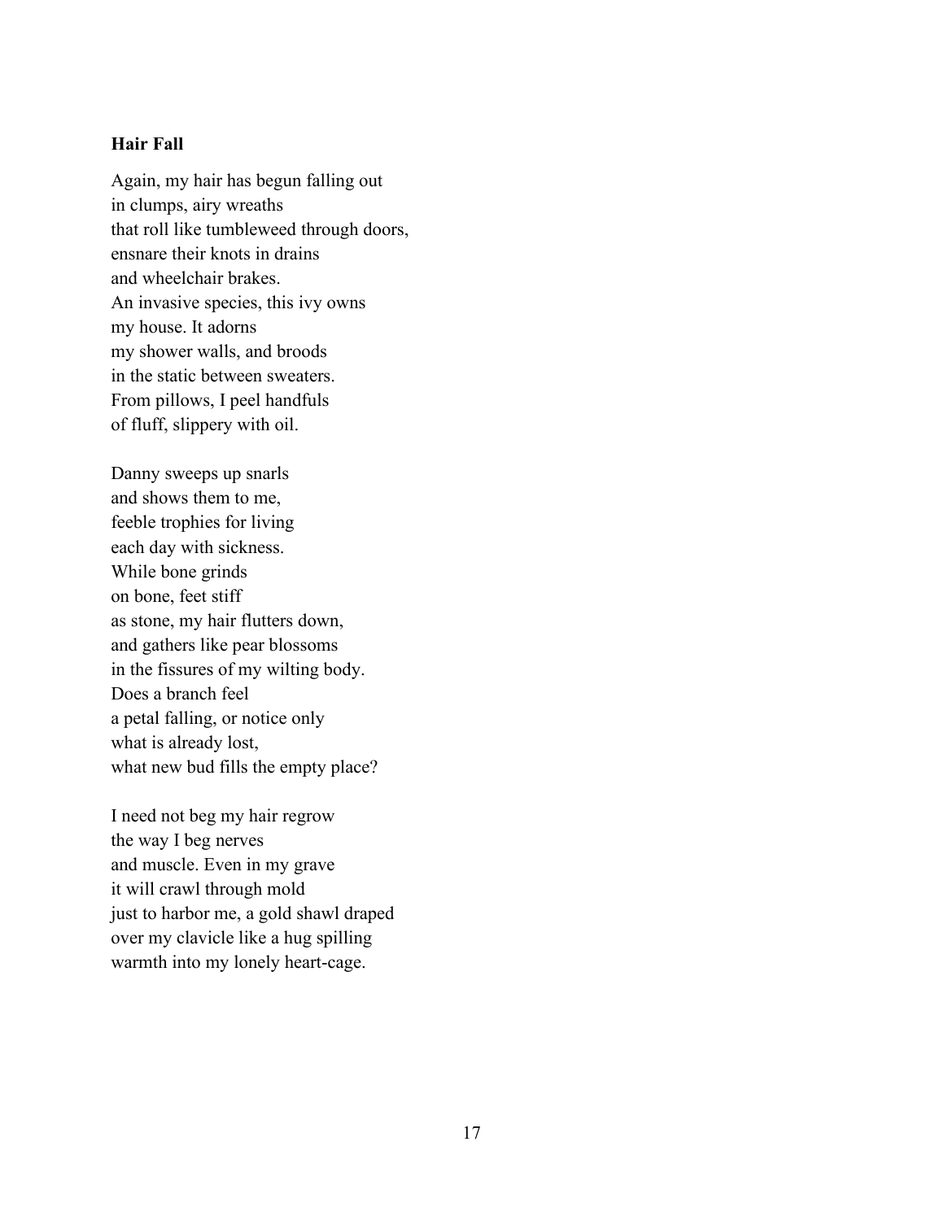**Hair Fall**

Again, my hair has begun falling out  
in clumps, airy wreaths  
that roll like tumbleweed through doors,  
ensnare their knots in drains  
and wheelchair brakes.  
An invasive species, this ivy owns  
my house. It adorns  
my shower walls, and broods  
in the static between sweaters.  
From pillows, I peel handfuls  
of fluff, slippery with oil.

Danny sweeps up snarls  
and shows them to me,  
feeble trophies for living  
each day with sickness.  
While bone grinds  
on bone, feet stiff  
as stone, my hair flutters down,  
and gathers like pear blossoms  
in the fissures of my wilting body.  
Does a branch feel  
a petal falling, or notice only  
what is already lost,  
what new bud fills the empty place?

I need not beg my hair regrow  
the way I beg nerves  
and muscle. Even in my grave  
it will crawl through mold  
just to harbor me, a gold shawl draped  
over my clavicle like a hug spilling  
warmth into my lonely heart-cage.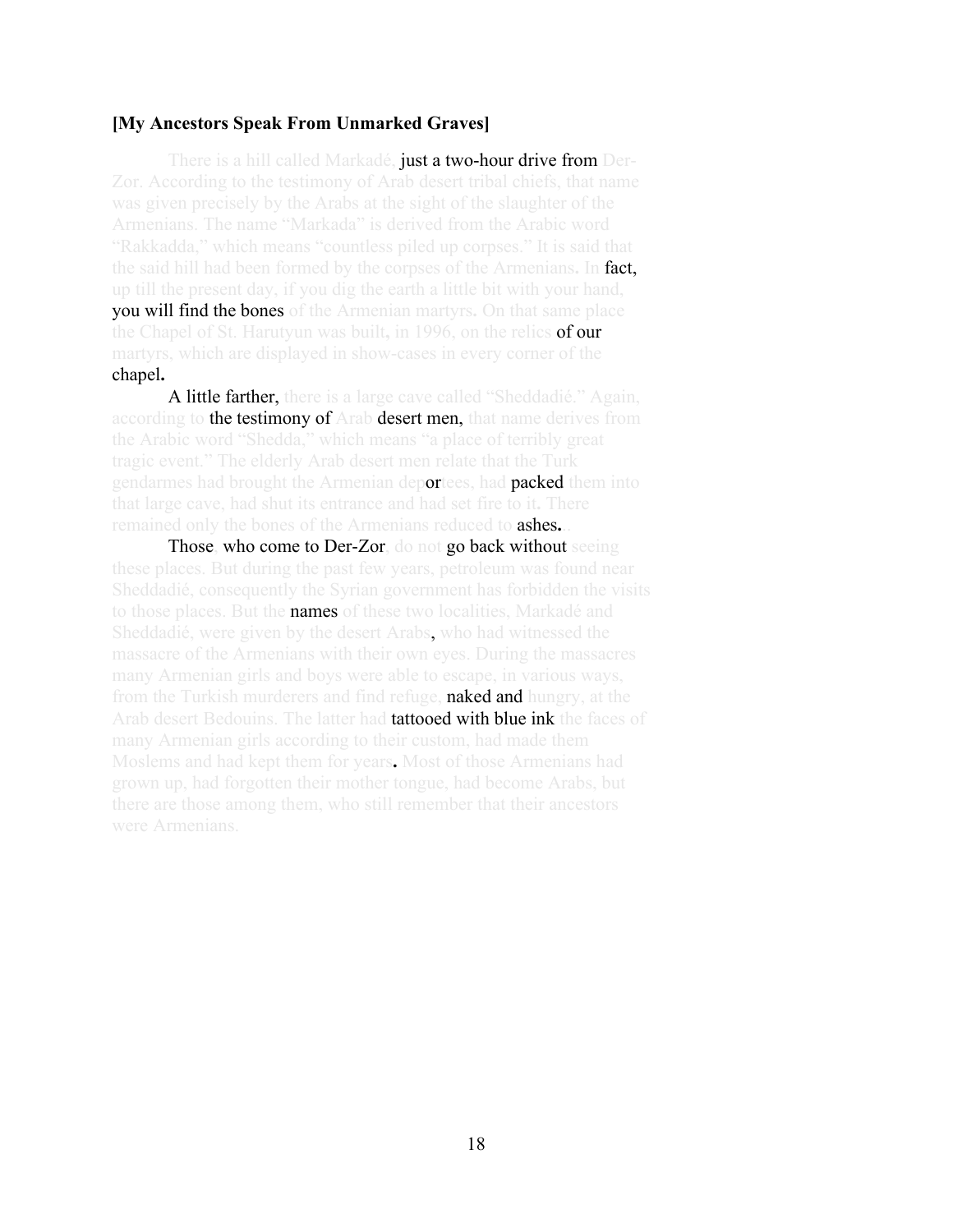**[My Ancestors Speak From Unmarked Graves]**

There is a hill called Markadé, **just a two-hour drive from** Der-Zor. According to the testimony of Arab desert tribal chiefs, that name was given precisely by the Arabs at the sight of the slaughter of the Armenians. The name “Markada” is derived from the Arabic word “Rakkadda,” which means “countless piled up corpses.” It is said that the said hill had been formed by the corpses of the Armenians. In **fact,** up till the present day, if you dig the earth a little bit with your hand, **you will find the bones** of the Armenian martyrs. On that same place the Chapel of St. Harutyun was built, in 1996, on the relics **of our** martyrs, which are displayed in show-cases in every corner of the **chapel.**

**A little farther,** there is a large cave called “Sheddadié.” Again, according to **the testimony of** Arab **desert men,** that name derives from the Arabic word “Shedda,” which means “a place of terribly great tragic event.” The elderly Arab desert men relate that the Turk gendarmes had brought the Armenian dep**or**tees, had **packed** them into that large cave, had shut its entrance and had set fire to it. There remained only the bones of the Armenians reduced to **ashes.**

**Those**, **who come to Der-Zor**, do not **go back without** seeing these places. But during the past few years, petroleum was found near Sheddadié, consequently the Syrian government has forbidden the visits to those places. But the **names** of these two localities, Markadé and Sheddadié, were given by the desert Arabs**,** who had witnessed the massacre of the Armenians with their own eyes. During the massacres many Armenian girls and boys were able to escape, in various ways, from the Turkish murderers and find refuge, **naked and** hungry, at the Arab desert Bedouins. The latter had **tattooed with blue ink** the faces of many Armenian girls according to their custom, had made them Moslems and had kept them for years**.** Most of those Armenians had grown up, had forgotten their mother tongue, had become Arabs, but there are those among them, who still remember that their ancestors were Armenians.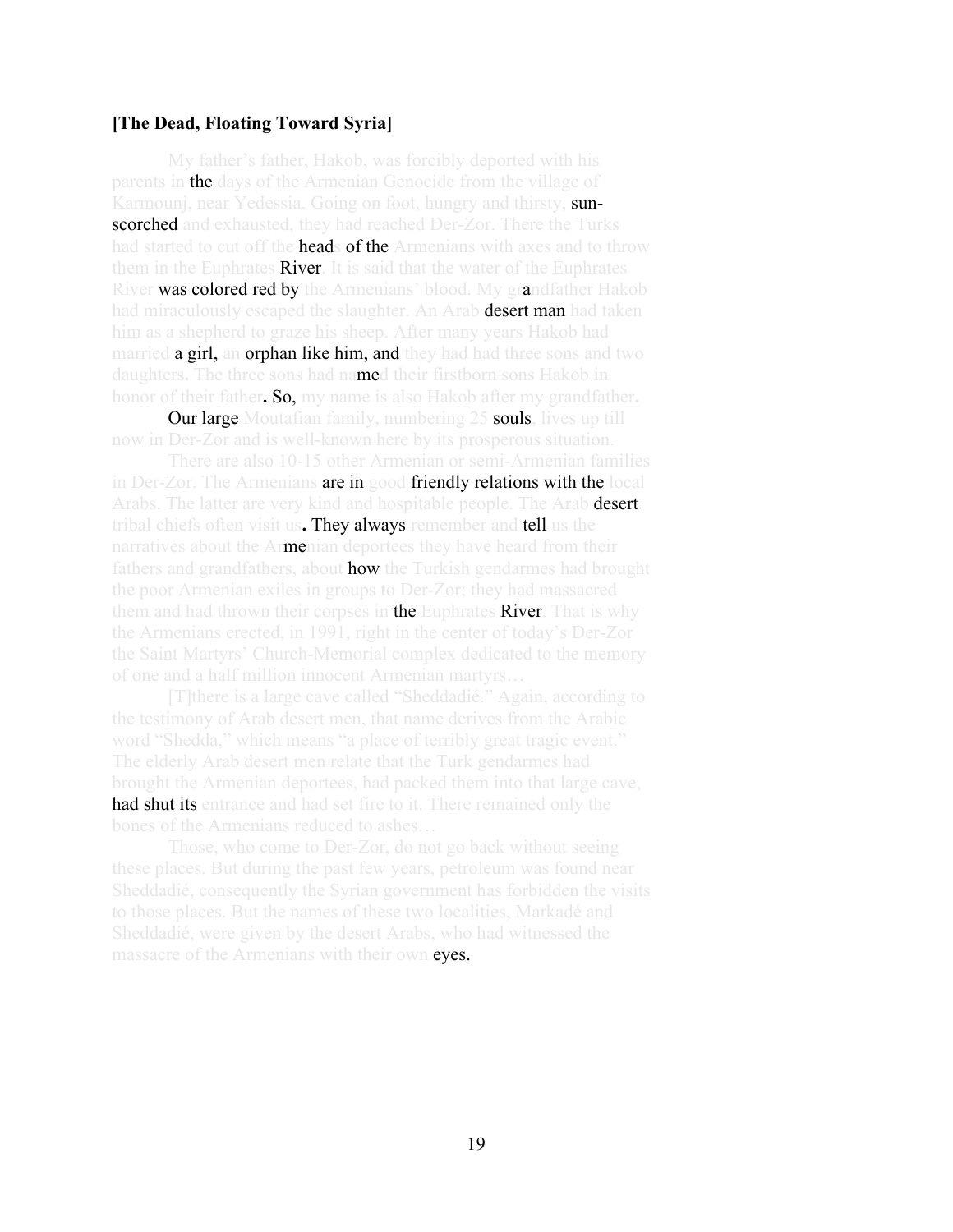**[The Dead, Floating Toward Syria]**

My father's father, Hakob, was forcibly deported with his parents in **the** days of the Armenian Genocide from the village of Karmounj, near Yedessia. Going on foot, hungry and thirsty, **sun-scorched** and exhausted, they had reached Der-Zor. There the Turks had started to cut off the **head**s **of the** Armenians with axes and to throw them in the Euphrates **River**. It is said that the water of the Euphrates River **was colored red by** the Armenians' blood. My gr**a**ndfather Hakob had miraculously escaped the slaughter. An Arab **desert man** had taken him as a shepherd to graze his sheep. After many years Hakob had married **a girl,** an **orphan like him, and** they had had three sons and two daughters. The three sons had na**me**d their firstborn sons Hakob in honor of their father**. So,** my name is also Hakob after my grandfather.

**Our large** Moutafian family, numbering 25 **souls**, lives up till now in Der-Zor and is well-known here by its prosperous situation.

There are also 10-15 other Armenian or semi-Armenian families in Der-Zor. The Armenians **are in** good **friendly relations with the** local Arabs. The latter are very kind and hospitable people. The Arab **desert** tribal chiefs often visit us**. They always** remember and **tell** us the narratives about the Ar**me**nian deportees they have heard from their fathers and grandfathers, about **how** the Turkish gendarmes had brought the poor Armenian exiles in groups to Der-Zor; they had massacred them and had thrown their corpses in **the** Euphrates **River**. That is why the Armenians erected, in 1991, right in the center of today's Der-Zor the Saint Martyrs' Church-Memorial complex dedicated to the memory of one and a half million innocent Armenian martyrs…

[T]here is a large cave called "Sheddadié." Again, according to the testimony of Arab desert men, that name derives from the Arabic word "Shedda," which means "a place of terribly great tragic event." The elderly Arab desert men relate that the Turk gendarmes had brought the Armenian deportees, had packed them into that large cave, **had shut its** entrance and had set fire to it. There remained only the bones of the Armenians reduced to ashes…

Those, who come to Der-Zor, do not go back without seeing these places. But during the past few years, petroleum was found near Sheddadié, consequently the Syrian government has forbidden the visits to those places. But the names of these two localities, Markadé and Sheddadié, were given by the desert Arabs, who had witnessed the massacre of the Armenians with their own **eyes.**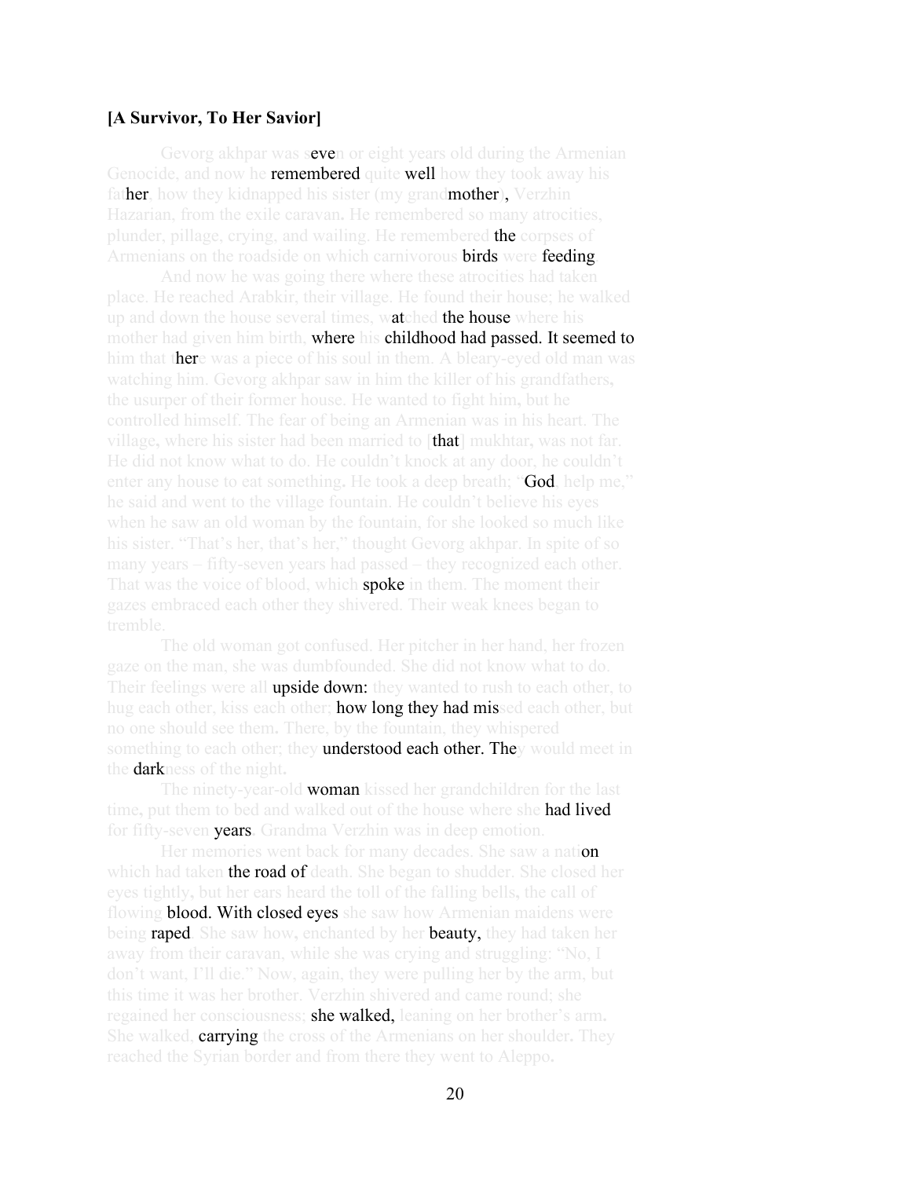**[A Survivor, To Her Savior]**

Gevorg akhpar was s**eve**n or eight years old during the Armenian Genocide, and now he **remembered** quite **well** how they took away his fat**her**, how they kidnapped his sister (my grand**mother**), Verzhin Hazarian, from the exile caravan. He remembered so many atrocities, plunder, pillage, crying, and wailing. He remembered **the** corpses of Armenians on the roadside on which carnivorous **birds** were **feeding**.

And now he was going there where these atrocities had taken place. He reached Arabkir, their village. He found their house; he walked up and down the house several times, w**at**ched **the house** where his mother had given him birth, **where** his **childhood had passed. It seemed to** him that t**her**e was a piece of his soul in them. A bleary-eyed old man was watching him. Gevorg akhpar saw in him the killer of his grandfathers, the usurper of their former house. He wanted to fight him, but he controlled himself. The fear of being an Armenian was in his heart. The village, where his sister had been married to [**that**] mukhtar, was not far. He did not know what to do. He couldn't knock at any door, he couldn't enter any house to eat something. He took a deep breath; "**God**, help me," he said and went to the village fountain. He couldn't believe his eyes when he saw an old woman by the fountain, for she looked so much like his sister. "That's her, that's her," thought Gevorg akhpar. In spite of so many years – fifty-seven years had passed – they recognized each other. That was the voice of blood, which **spoke** in them. The moment their gazes embraced each other they shivered. Their weak knees began to tremble.

The old woman got confused. Her pitcher in her hand, her frozen gaze on the man, she was dumbfounded. She did not know what to do. Their feelings were all **upside down:** they wanted to rush to each other, to hug each other, kiss each other; **how long they had mis**sed each other, but no one should see them. There, by the fountain, they whispered something to each other; they **understood each other. The**y would meet in the **dark**ness of the night.

The ninety-year-old **woman** kissed her grandchildren for the last time, put them to bed and walked out of the house where she **had lived** for fifty-seven **years**. Grandma Verzhin was in deep emotion.

Her memories went back for many decades. She saw a nati**on** which had taken **the road of** death. She began to shudder. She closed her eyes tightly, but her ears heard the toll of the falling bells, the call of flowing **blood. With closed eyes** she saw how Armenian maidens were being **raped**. She saw how, enchanted by her **beauty,** they had taken her away from their caravan, while she was crying and struggling: "No, I don't want, I'll die." Now, again, they were pulling her by the arm, but this time it was her brother. Verzhin shivered and came round; she regained her consciousness; **she walked,** leaning on her brother's arm. She walked, **carrying** the cross of the Armenians on her shoulder. They reached the Syrian border and from there they went to Aleppo.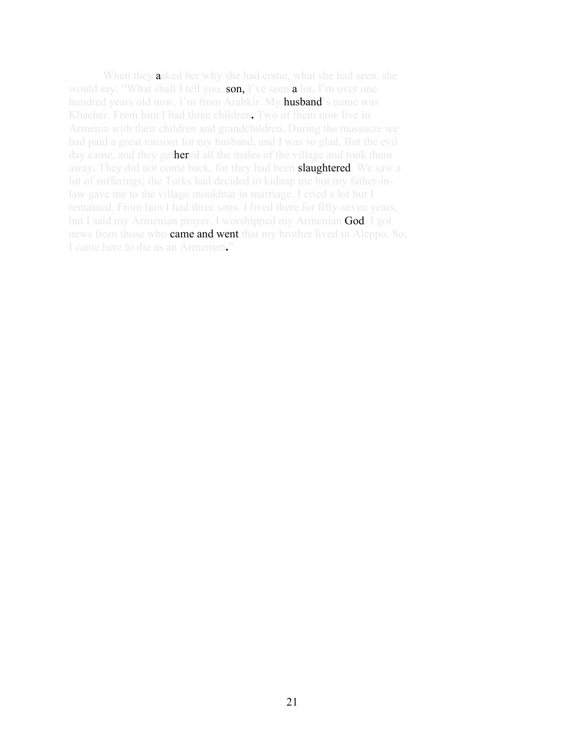When they asked her why she had come, what she had seen, she would say: "What shall I tell you, son, I've seen a lot. I'm over one hundred years old now. I'm from Arabkir. My husband's name was Khacher. From him I had three children. Two of them now live in Armenia with their children and grandchildren. During the massacre we had paid a great ransom for my husband, and I was so glad. But the evil day came, and they gathered all the males of the village and took them away. They did not come back, for they had been slaughtered. We saw a lot of sufferings; the Turks had decided to kidnap me but my father-in-law gave me to the village moukhtar in marriage. I cried a lot but I remained. From him I had three sons. I lived there for fifty-seven years, but I said my Armenian prayer, I worshipped my Armenian God. I got news from those who came and went that my brother lived in Aleppo. So, I came here to die as an Armenian."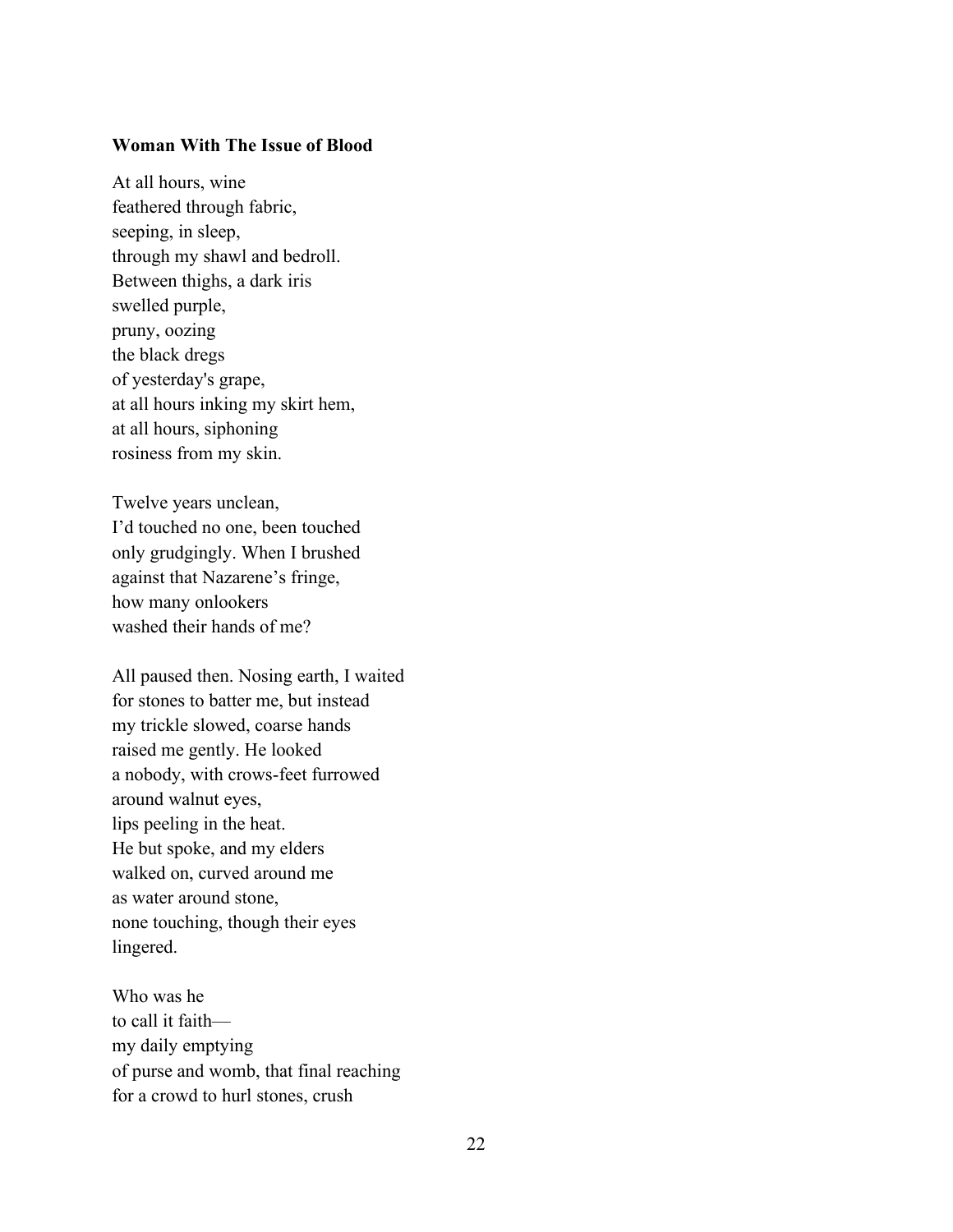**Woman With The Issue of Blood**

At all hours, wine  
feathered through fabric,  
seeping, in sleep,  
through my shawl and bedroll.  
Between thighs, a dark iris  
swelled purple,  
pruny, oozing  
the black dregs  
of yesterday's grape,  
at all hours inking my skirt hem,  
at all hours, siphoning  
rosiness from my skin.

Twelve years unclean,  
I'd touched no one, been touched  
only grudgingly. When I brushed  
against that Nazarene's fringe,  
how many onlookers  
washed their hands of me?

All paused then. Nosing earth, I waited  
for stones to batter me, but instead  
my trickle slowed, coarse hands  
raised me gently. He looked  
a nobody, with crows-feet furrowed  
around walnut eyes,  
lips peeling in the heat.  
He but spoke, and my elders  
walked on, curved around me  
as water around stone,  
none touching, though their eyes  
lingered.

Who was he  
to call it faith—  
my daily emptying  
of purse and womb, that final reaching  
for a crowd to hurl stones, crush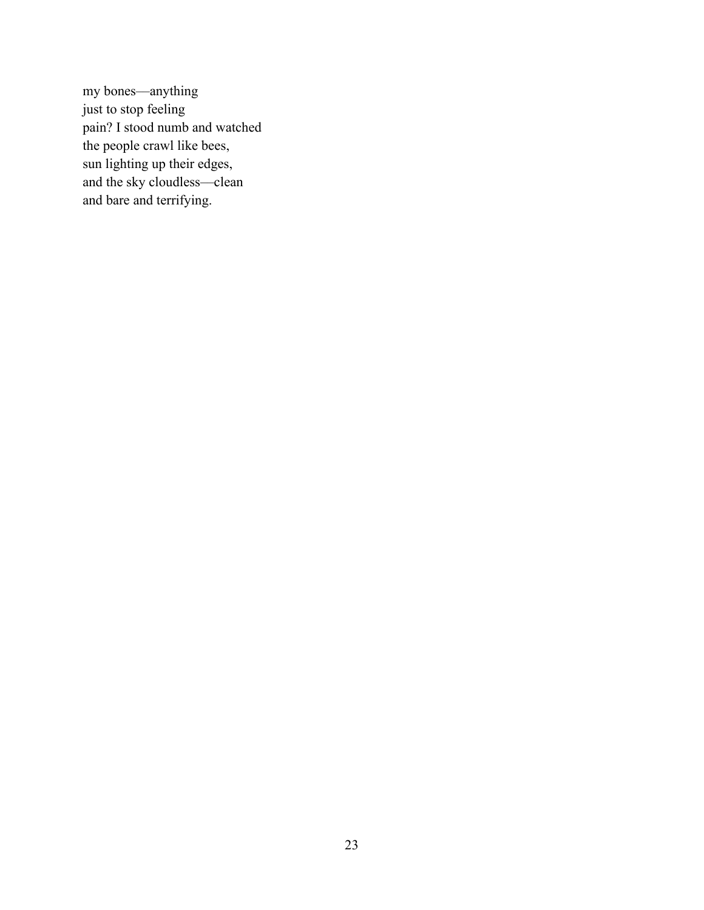my bones—anything  
just to stop feeling  
pain? I stood numb and watched  
the people crawl like bees,  
sun lighting up their edges,  
and the sky cloudless—clean  
and bare and terrifying.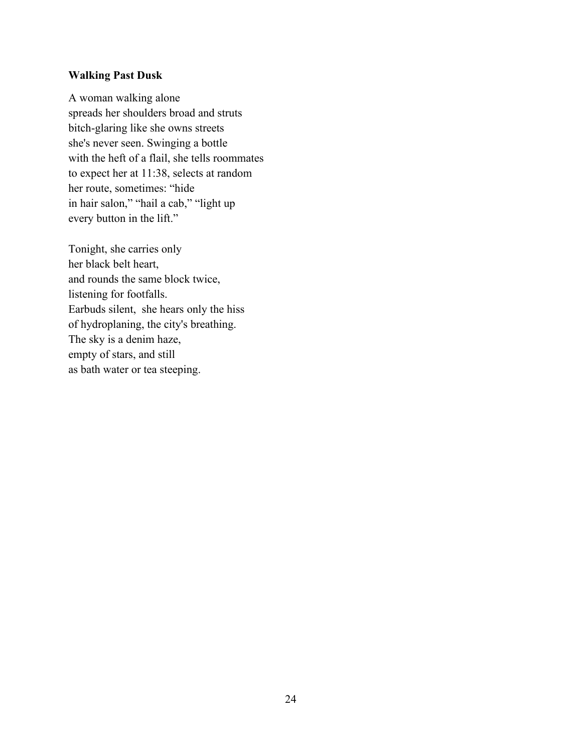**Walking Past Dusk**

A woman walking alone  
spreads her shoulders broad and struts  
bitch-glaring like she owns streets  
she's never seen. Swinging a bottle  
with the heft of a flail, she tells roommates  
to expect her at 11:38, selects at random  
her route, sometimes: “hide  
in hair salon,” “hail a cab,” “light up  
every button in the lift.”

Tonight, she carries only  
her black belt heart,  
and rounds the same block twice,  
listening for footfalls.  
Earbuds silent, she hears only the hiss  
of hydroplaning, the city's breathing.  
The sky is a denim haze,  
empty of stars, and still  
as bath water or tea steeping.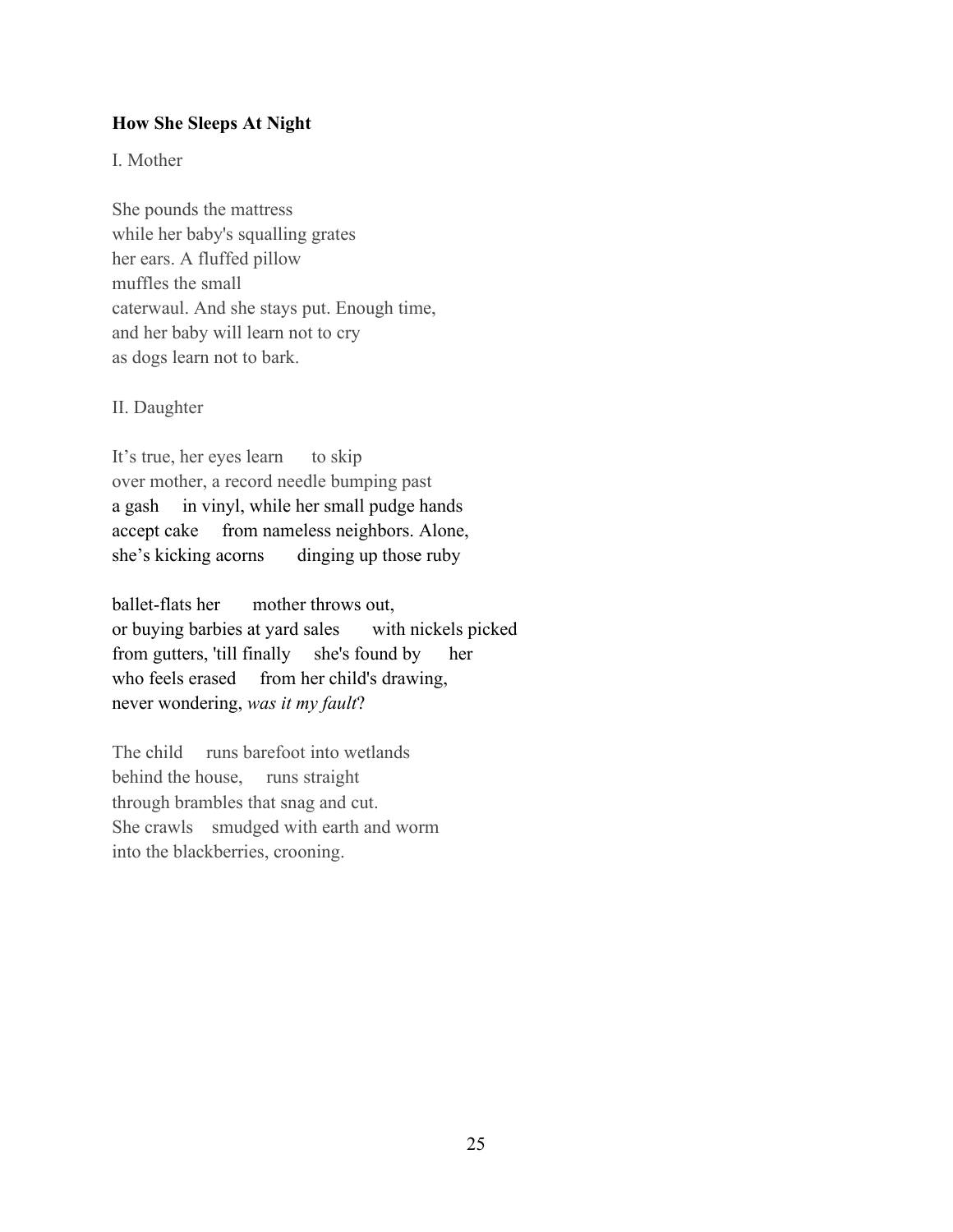**How She Sleeps At Night**

I. Mother

She pounds the mattress  
while her baby's squalling grates  
her ears. A fluffed pillow  
muffles the small  
caterwaul. And she stays put. Enough time,  
and her baby will learn not to cry  
as dogs learn not to bark.

II. Daughter

It's true, her eyes learn      to skip  
over mother, a record needle bumping past  
a gash    in vinyl, while her small pudge hands  
accept cake    from nameless neighbors. Alone,  
she's kicking acorns      dinging up those ruby

ballet-flats her      mother throws out,  
or buying barbies at yard sales      with nickels picked  
from gutters, 'till finally    she's found by     her  
who feels erased    from her child's drawing,  
never wondering, *was it my fault*?

The child    runs barefoot into wetlands  
behind the house,    runs straight  
through brambles that snag and cut.  
She crawls   smudged with earth and worm  
into the blackberries, crooning.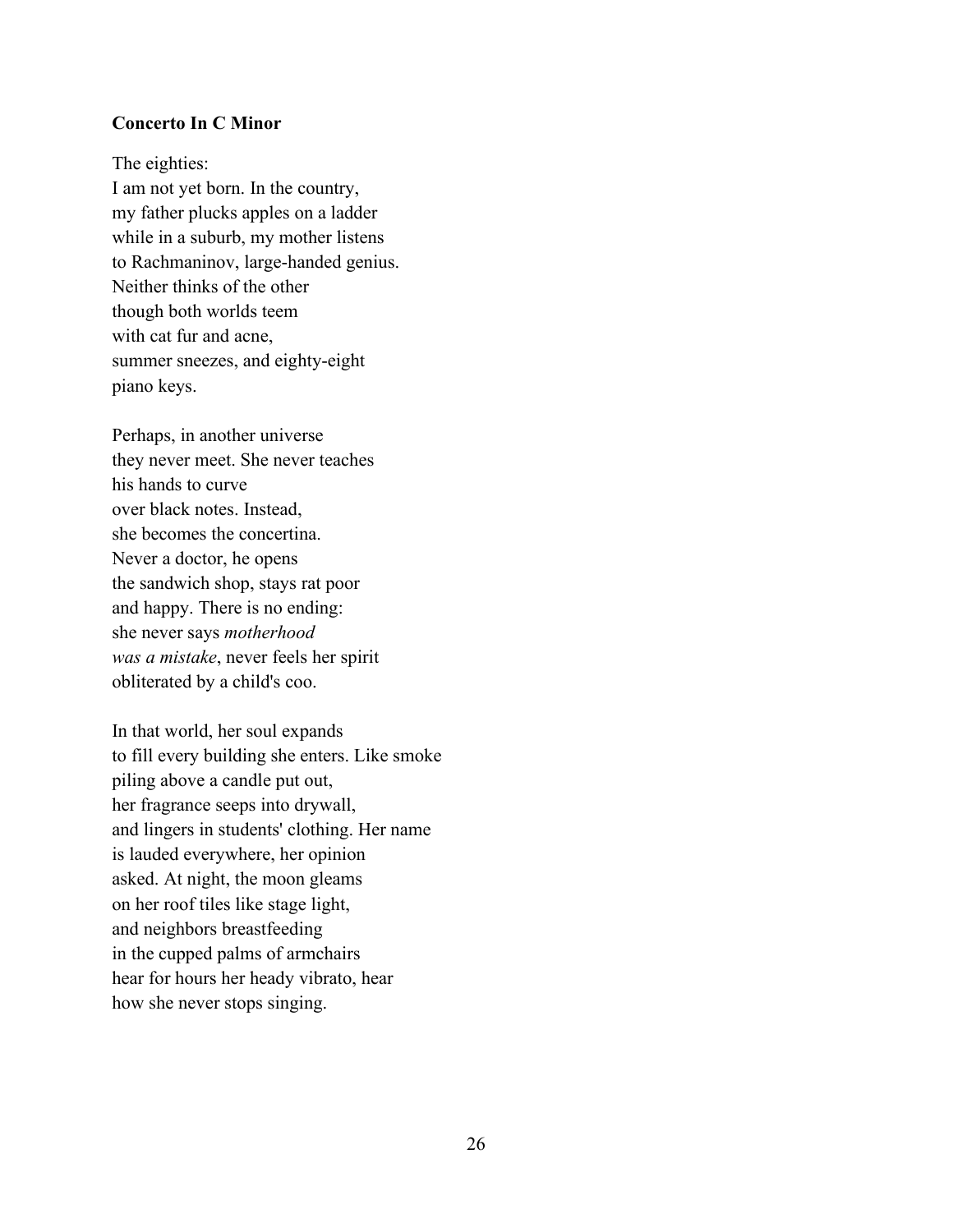**Concerto In C Minor**

The eighties:  
I am not yet born. In the country,  
my father plucks apples on a ladder  
while in a suburb, my mother listens  
to Rachmaninov, large-handed genius.  
Neither thinks of the other  
though both worlds teem  
with cat fur and acne,  
summer sneezes, and eighty-eight  
piano keys.

Perhaps, in another universe  
they never meet. She never teaches  
his hands to curve  
over black notes. Instead,  
she becomes the concertina.  
Never a doctor, he opens  
the sandwich shop, stays rat poor  
and happy. There is no ending:  
she never says *motherhood*  
*was a mistake*, never feels her spirit  
obliterated by a child's coo.

In that world, her soul expands  
to fill every building she enters. Like smoke  
piling above a candle put out,  
her fragrance seeps into drywall,  
and lingers in students' clothing. Her name  
is lauded everywhere, her opinion  
asked. At night, the moon gleams  
on her roof tiles like stage light,  
and neighbors breastfeeding  
in the cupped palms of armchairs  
hear for hours her heady vibrato, hear  
how she never stops singing.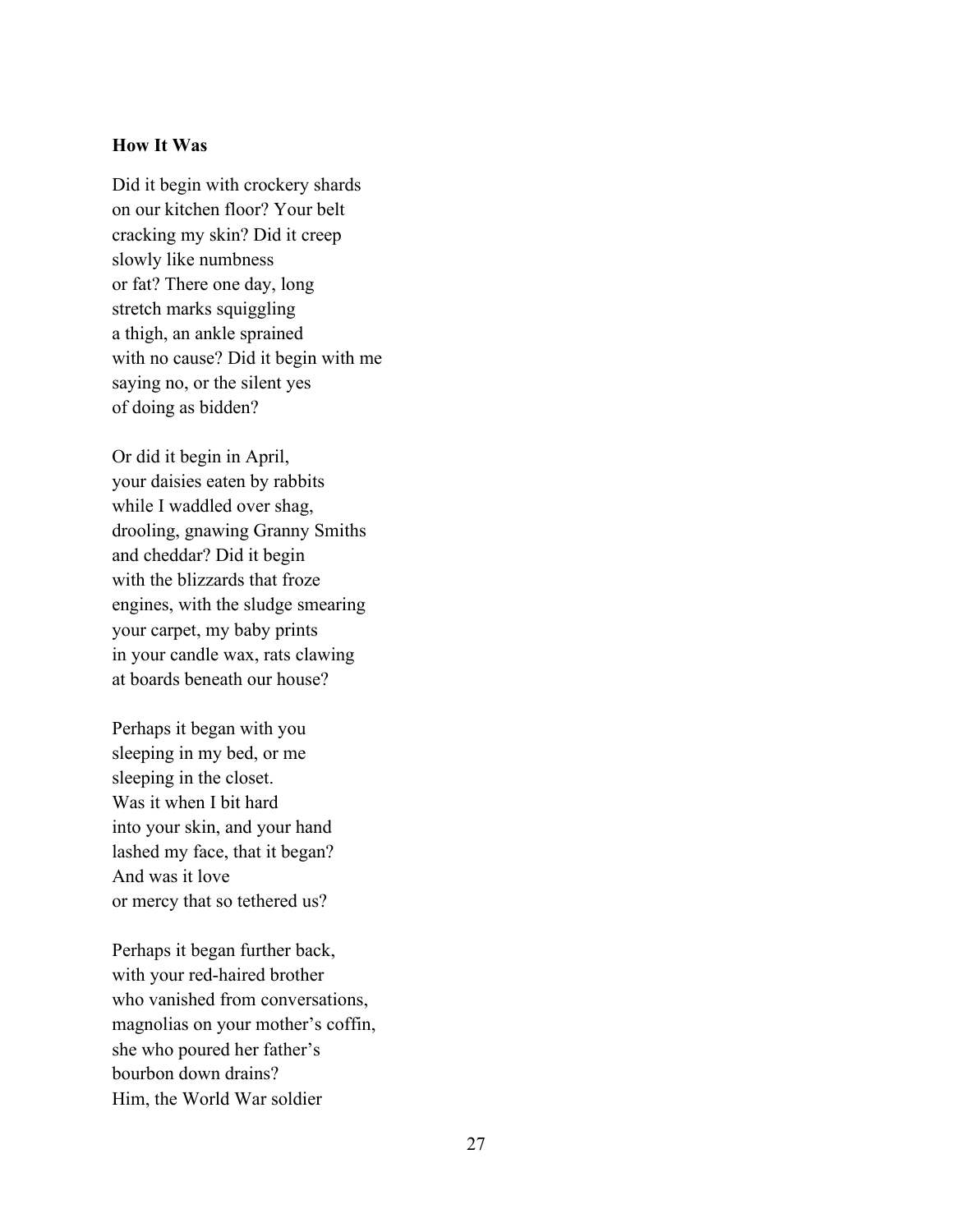**How It Was**

Did it begin with crockery shards  
on our kitchen floor? Your belt  
cracking my skin? Did it creep  
slowly like numbness  
or fat? There one day, long  
stretch marks squiggling  
a thigh, an ankle sprained  
with no cause? Did it begin with me  
saying no, or the silent yes  
of doing as bidden?

Or did it begin in April,  
your daisies eaten by rabbits  
while I waddled over shag,  
drooling, gnawing Granny Smiths  
and cheddar? Did it begin  
with the blizzards that froze  
engines, with the sludge smearing  
your carpet, my baby prints  
in your candle wax, rats clawing  
at boards beneath our house?

Perhaps it began with you  
sleeping in my bed, or me  
sleeping in the closet.  
Was it when I bit hard  
into your skin, and your hand  
lashed my face, that it began?  
And was it love  
or mercy that so tethered us?

Perhaps it began further back,  
with your red-haired brother  
who vanished from conversations,  
magnolias on your mother's coffin,  
she who poured her father's  
bourbon down drains?  
Him, the World War soldier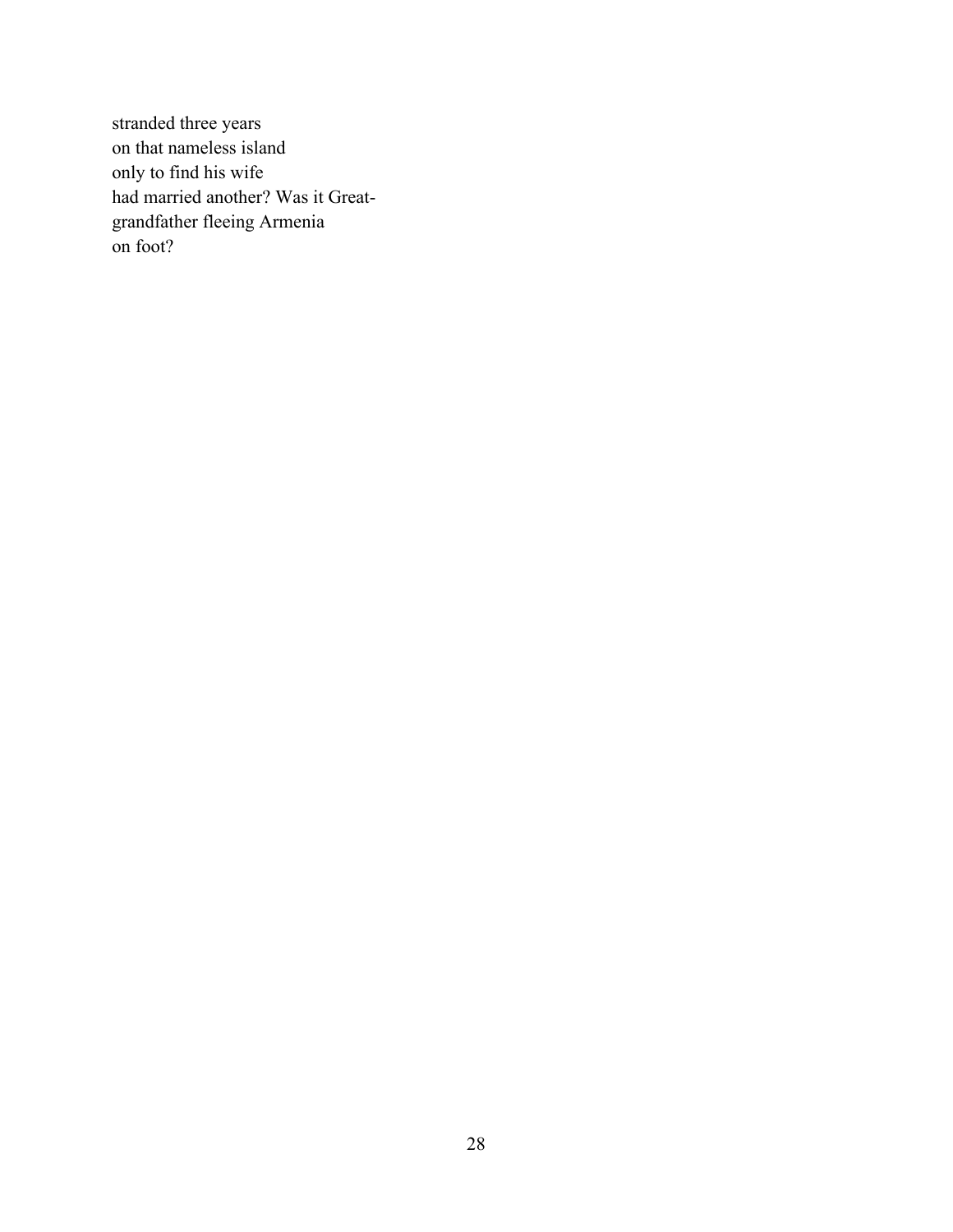stranded three years  
on that nameless island  
only to find his wife  
had married another? Was it Great-  
grandfather fleeing Armenia  
on foot?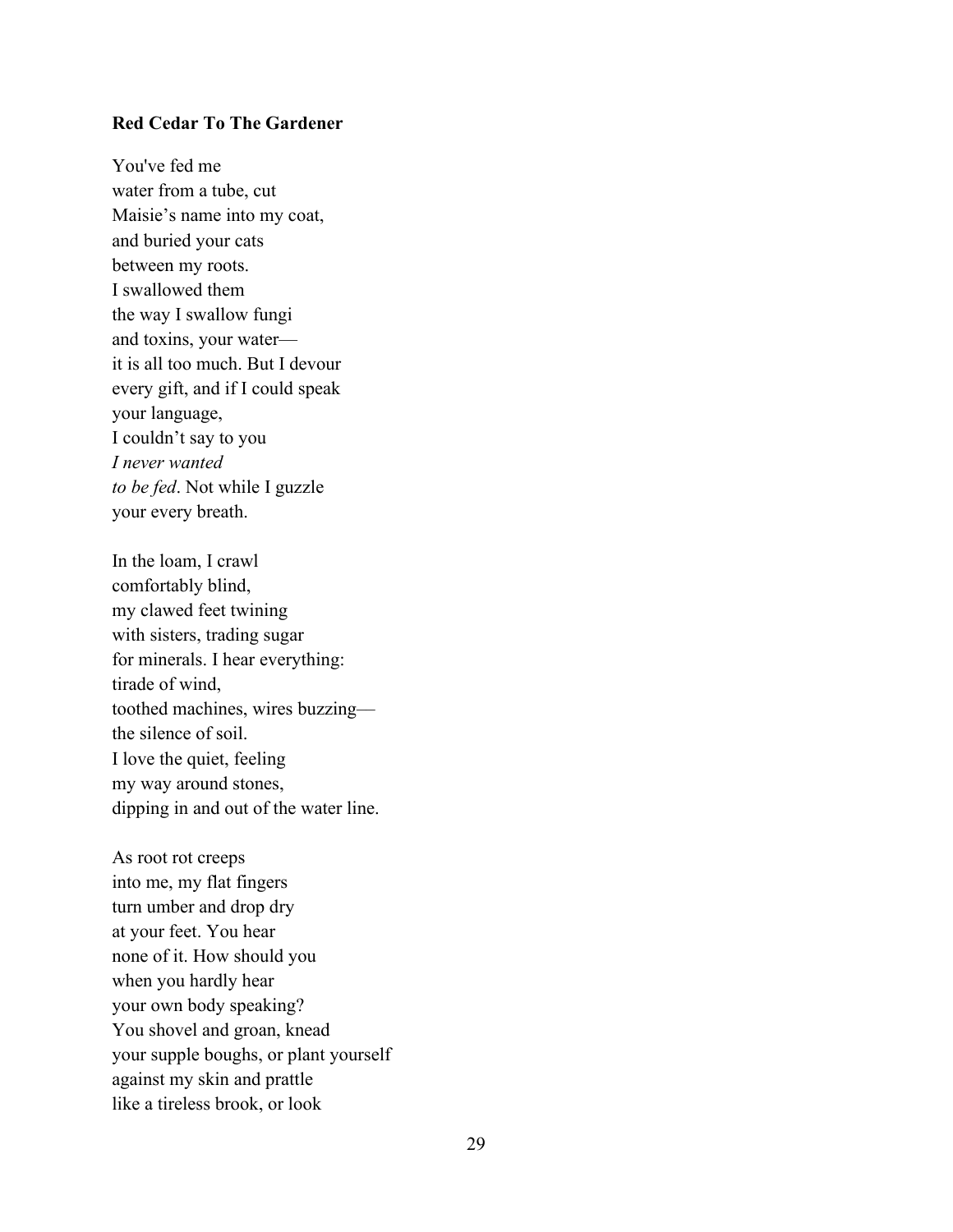**Red Cedar To The Gardener**

You've fed me  
water from a tube, cut  
Maisie's name into my coat,  
and buried your cats  
between my roots.  
I swallowed them  
the way I swallow fungi  
and toxins, your water—  
it is all too much. But I devour  
every gift, and if I could speak  
your language,  
I couldn't say to you  
*I never wanted*  
*to be fed*. Not while I guzzle  
your every breath.

In the loam, I crawl  
comfortably blind,  
my clawed feet twining  
with sisters, trading sugar  
for minerals. I hear everything:  
tirade of wind,  
toothed machines, wires buzzing—  
the silence of soil.  
I love the quiet, feeling  
my way around stones,  
dipping in and out of the water line.

As root rot creeps  
into me, my flat fingers  
turn umber and drop dry  
at your feet. You hear  
none of it. How should you  
when you hardly hear  
your own body speaking?  
You shovel and groan, knead  
your supple boughs, or plant yourself  
against my skin and prattle  
like a tireless brook, or look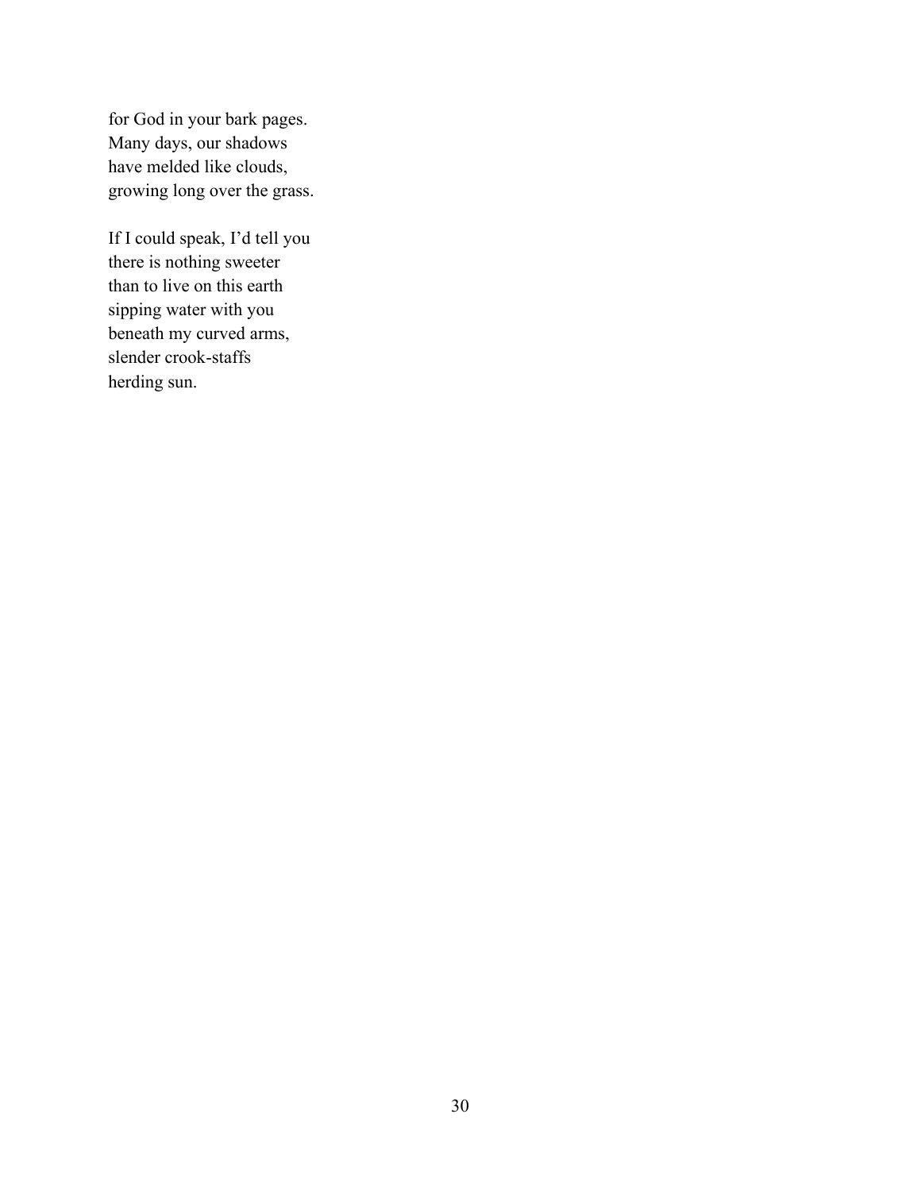for God in your bark pages.
Many days, our shadows
have melded like clouds,
growing long over the grass.

If I could speak, I'd tell you
there is nothing sweeter
than to live on this earth
sipping water with you
beneath my curved arms,
slender crook-staffs
herding sun.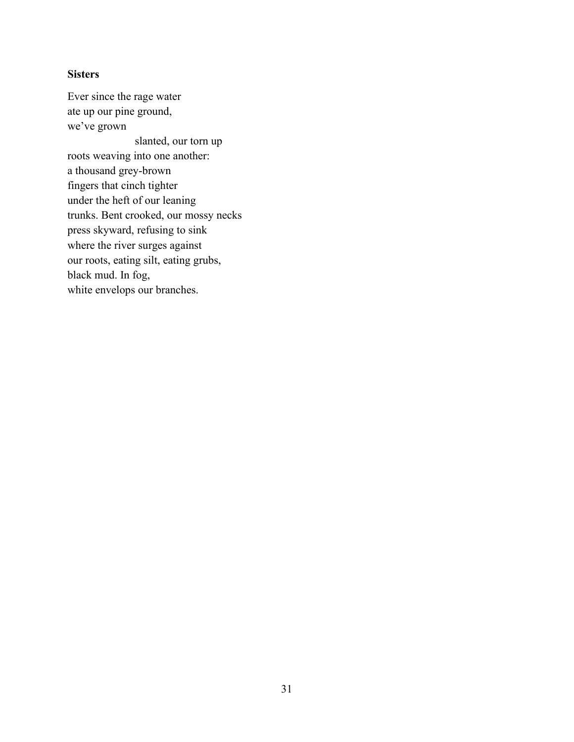**Sisters**

Ever since the rage water  
ate up our pine ground,  
we've grown  
                    slanted, our torn up  
roots weaving into one another:  
a thousand grey-brown  
fingers that cinch tighter  
under the heft of our leaning  
trunks. Bent crooked, our mossy necks  
press skyward, refusing to sink  
where the river surges against  
our roots, eating silt, eating grubs,  
black mud. In fog,  
white envelops our branches.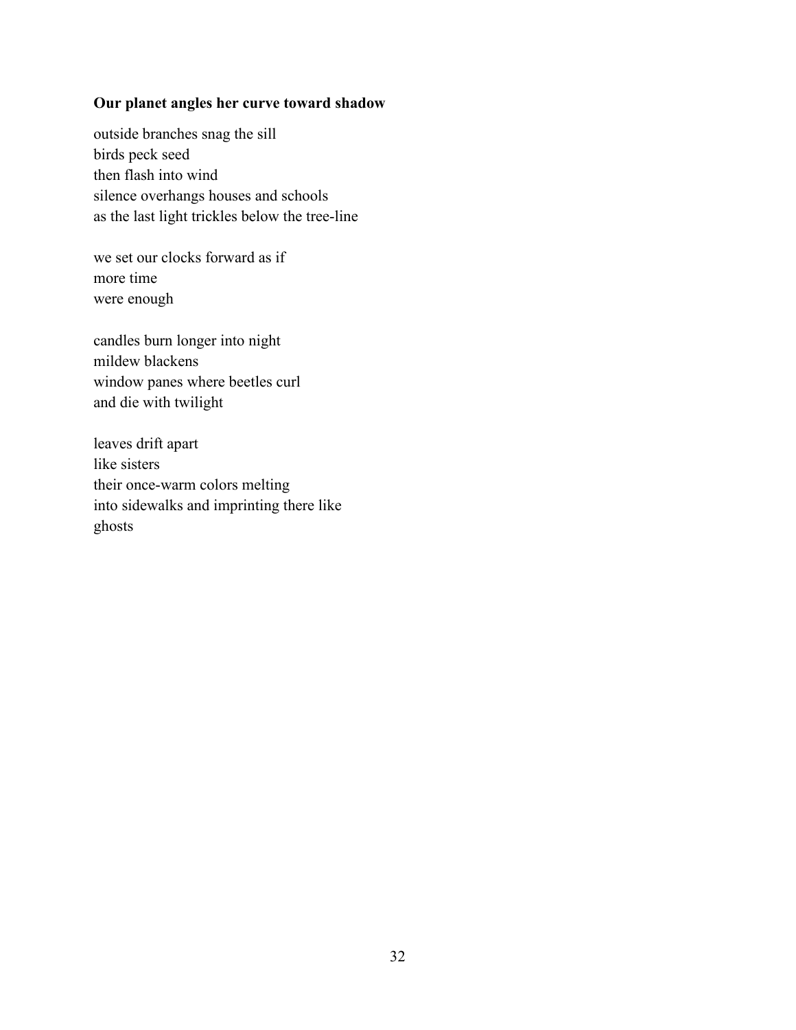**Our planet angles her curve toward shadow**

outside branches snag the sill  
birds peck seed  
then flash into wind  
silence overhangs houses and schools  
as the last light trickles below the tree-line

we set our clocks forward as if  
more time  
were enough

candles burn longer into night  
mildew blackens  
window panes where beetles curl  
and die with twilight

leaves drift apart  
like sisters  
their once-warm colors melting  
into sidewalks and imprinting there like  
ghosts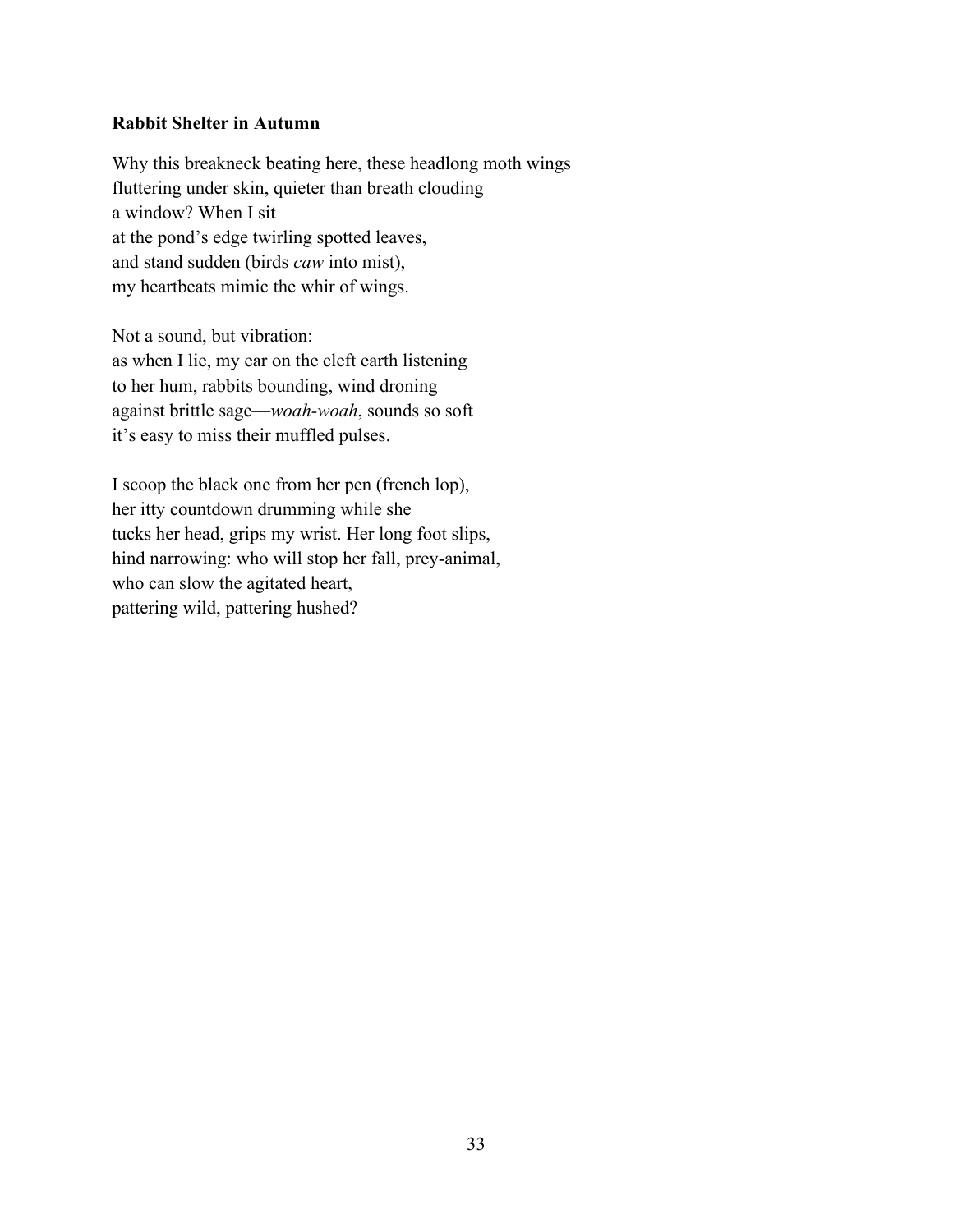**Rabbit Shelter in Autumn**

Why this breakneck beating here, these headlong moth wings  
fluttering under skin, quieter than breath clouding  
a window? When I sit  
at the pond's edge twirling spotted leaves,  
and stand sudden (birds *caw* into mist),  
my heartbeats mimic the whir of wings.

Not a sound, but vibration:  
as when I lie, my ear on the cleft earth listening  
to her hum, rabbits bounding, wind droning  
against brittle sage—*woah-woah*, sounds so soft  
it's easy to miss their muffled pulses.

I scoop the black one from her pen (french lop),  
her itty countdown drumming while she  
tucks her head, grips my wrist. Her long foot slips,  
hind narrowing: who will stop her fall, prey-animal,  
who can slow the agitated heart,  
pattering wild, pattering hushed?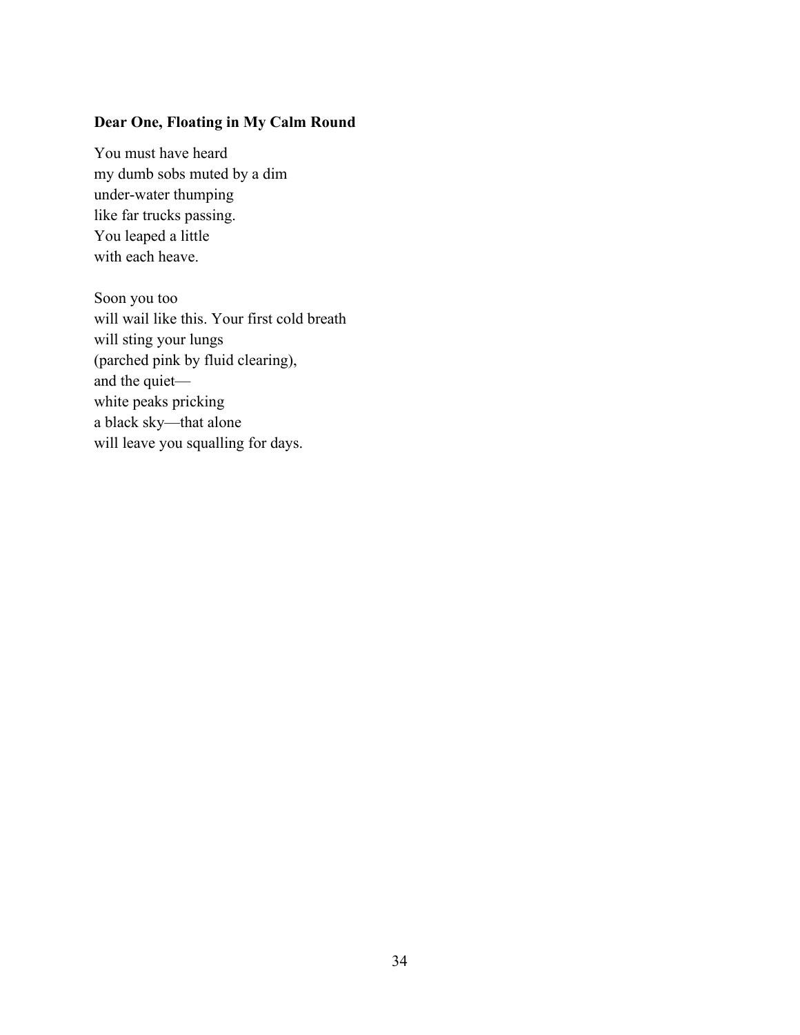**Dear One, Floating in My Calm Round**

You must have heard  
my dumb sobs muted by a dim  
under-water thumping  
like far trucks passing.  
You leaped a little  
with each heave.

Soon you too  
will wail like this. Your first cold breath  
will sting your lungs  
(parched pink by fluid clearing),  
and the quiet—  
white peaks pricking  
a black sky—that alone  
will leave you squalling for days.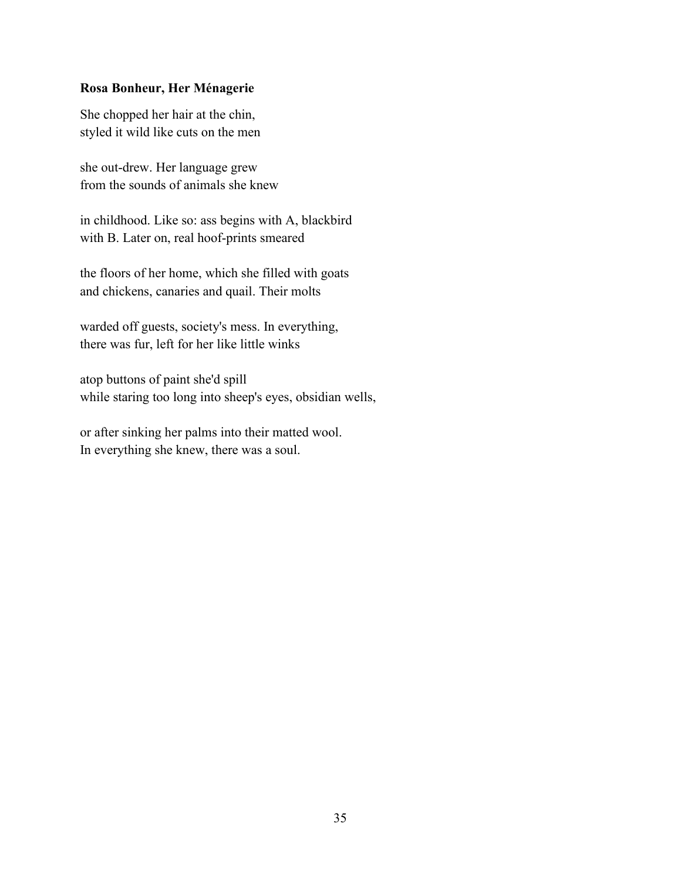**Rosa Bonheur, Her Ménagerie**

She chopped her hair at the chin,
styled it wild like cuts on the men

she out-drew. Her language grew
from the sounds of animals she knew

in childhood. Like so: ass begins with A, blackbird
with B. Later on, real hoof-prints smeared

the floors of her home, which she filled with goats
and chickens, canaries and quail. Their molts

warded off guests, society's mess. In everything,
there was fur, left for her like little winks

atop buttons of paint she'd spill
while staring too long into sheep's eyes, obsidian wells,

or after sinking her palms into their matted wool.
In everything she knew, there was a soul.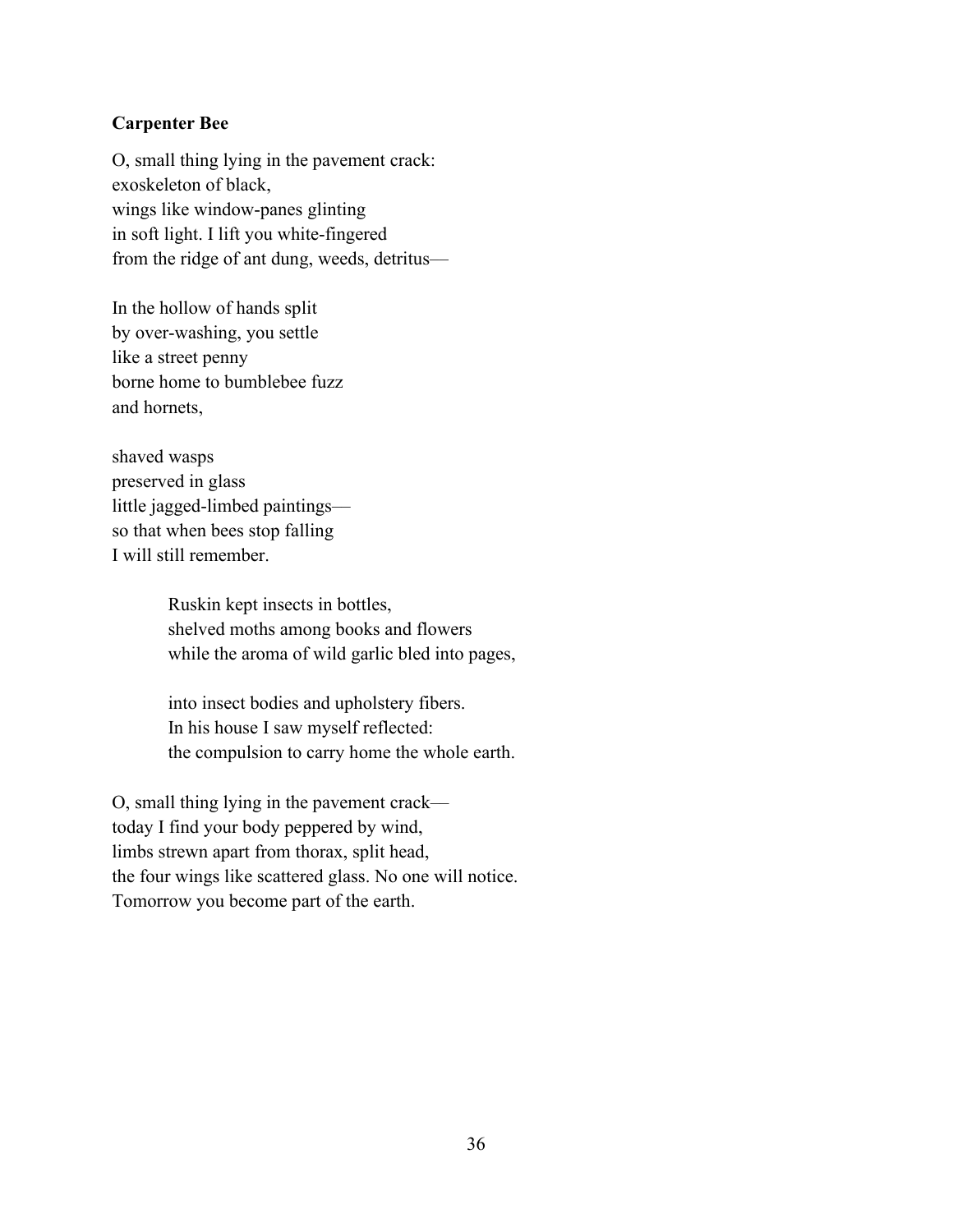**Carpenter Bee**

O, small thing lying in the pavement crack:  
exoskeleton of black,  
wings like window-panes glinting  
in soft light. I lift you white-fingered  
from the ridge of ant dung, weeds, detritus—

In the hollow of hands split  
by over-washing, you settle  
like a street penny  
borne home to bumblebee fuzz  
and hornets,

shaved wasps  
preserved in glass  
little jagged-limbed paintings—  
so that when bees stop falling  
I will still remember.

> Ruskin kept insects in bottles,  
> shelved moths among books and flowers  
> while the aroma of wild garlic bled into pages,
>
> into insect bodies and upholstery fibers.  
> In his house I saw myself reflected:  
> the compulsion to carry home the whole earth.

O, small thing lying in the pavement crack—  
today I find your body peppered by wind,  
limbs strewn apart from thorax, split head,  
the four wings like scattered glass. No one will notice.  
Tomorrow you become part of the earth.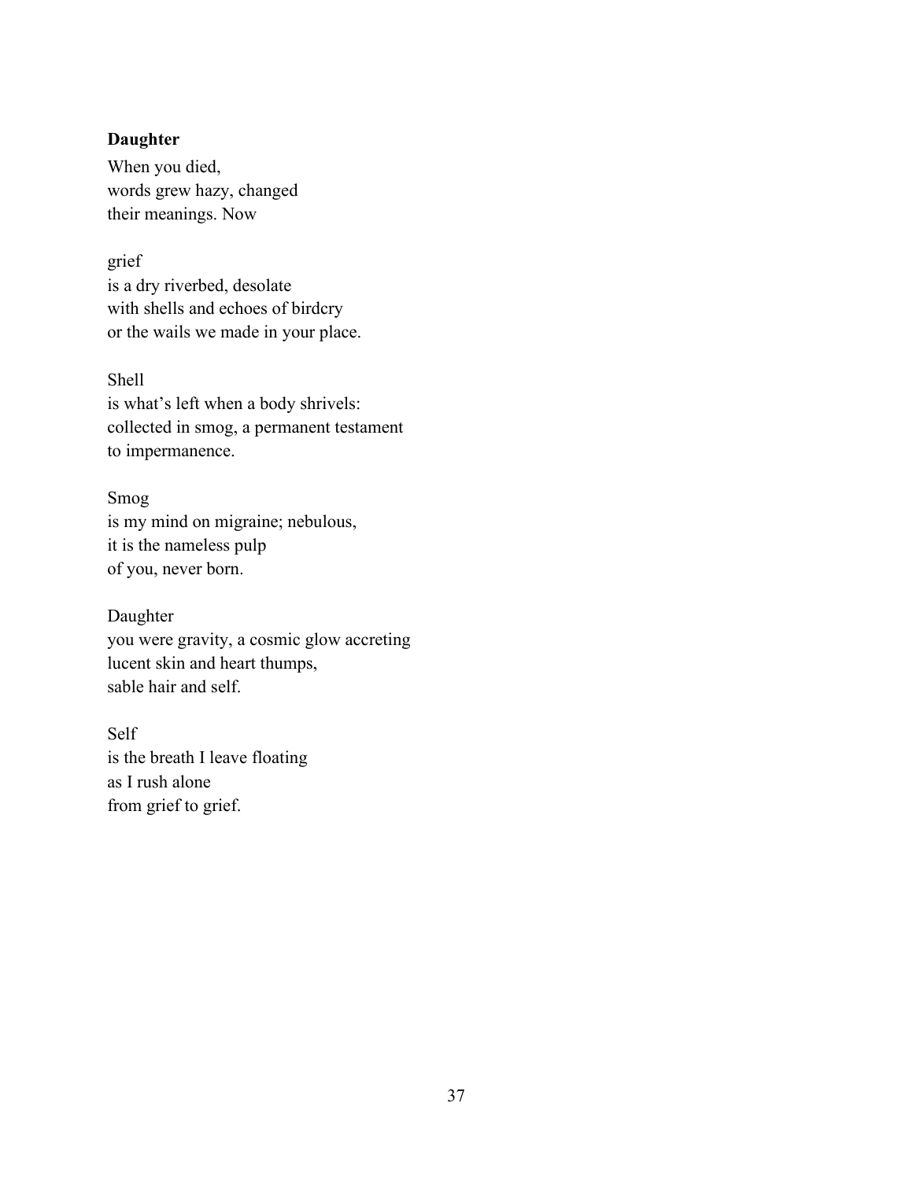**Daughter**

When you died,  
words grew hazy, changed  
their meanings. Now

grief  
is a dry riverbed, desolate  
with shells and echoes of birdcry  
or the wails we made in your place.

Shell  
is what's left when a body shrivels:  
collected in smog, a permanent testament  
to impermanence.

Smog  
is my mind on migraine; nebulous,  
it is the nameless pulp  
of you, never born.

Daughter  
you were gravity, a cosmic glow accreting  
lucent skin and heart thumps,  
sable hair and self.

Self  
is the breath I leave floating  
as I rush alone  
from grief to grief.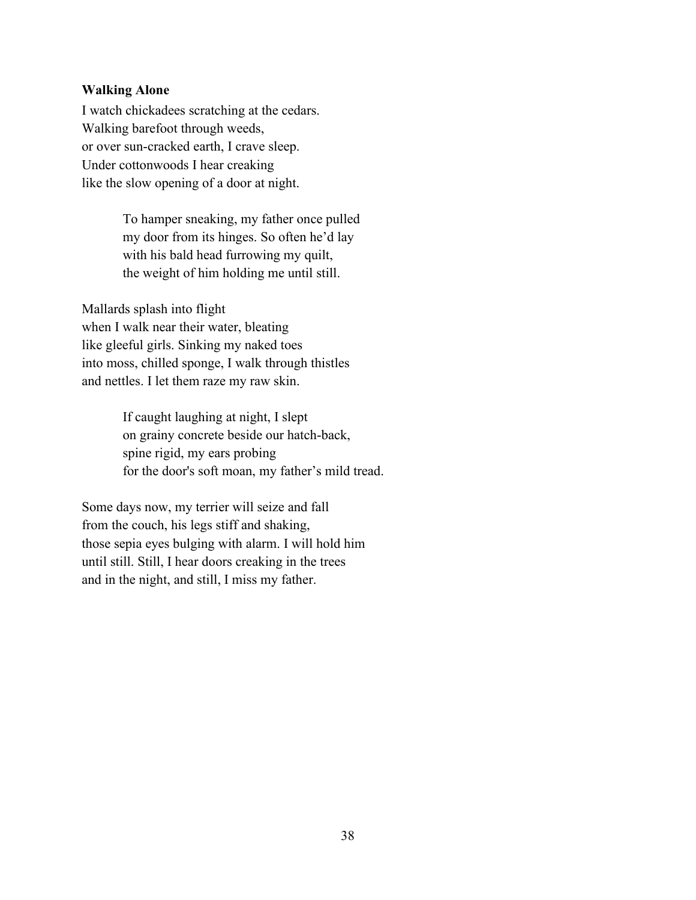**Walking Alone**

I watch chickadees scratching at the cedars.
Walking barefoot through weeds,
or over sun-cracked earth, I crave sleep.
Under cottonwoods I hear creaking
like the slow opening of a door at night.

> To hamper sneaking, my father once pulled
> my door from its hinges. So often he'd lay
> with his bald head furrowing my quilt,
> the weight of him holding me until still.

Mallards splash into flight
when I walk near their water, bleating
like gleeful girls. Sinking my naked toes
into moss, chilled sponge, I walk through thistles
and nettles. I let them raze my raw skin.

> If caught laughing at night, I slept
> on grainy concrete beside our hatch-back,
> spine rigid, my ears probing
> for the door's soft moan, my father's mild tread.

Some days now, my terrier will seize and fall
from the couch, his legs stiff and shaking,
those sepia eyes bulging with alarm. I will hold him
until still. Still, I hear doors creaking in the trees
and in the night, and still, I miss my father.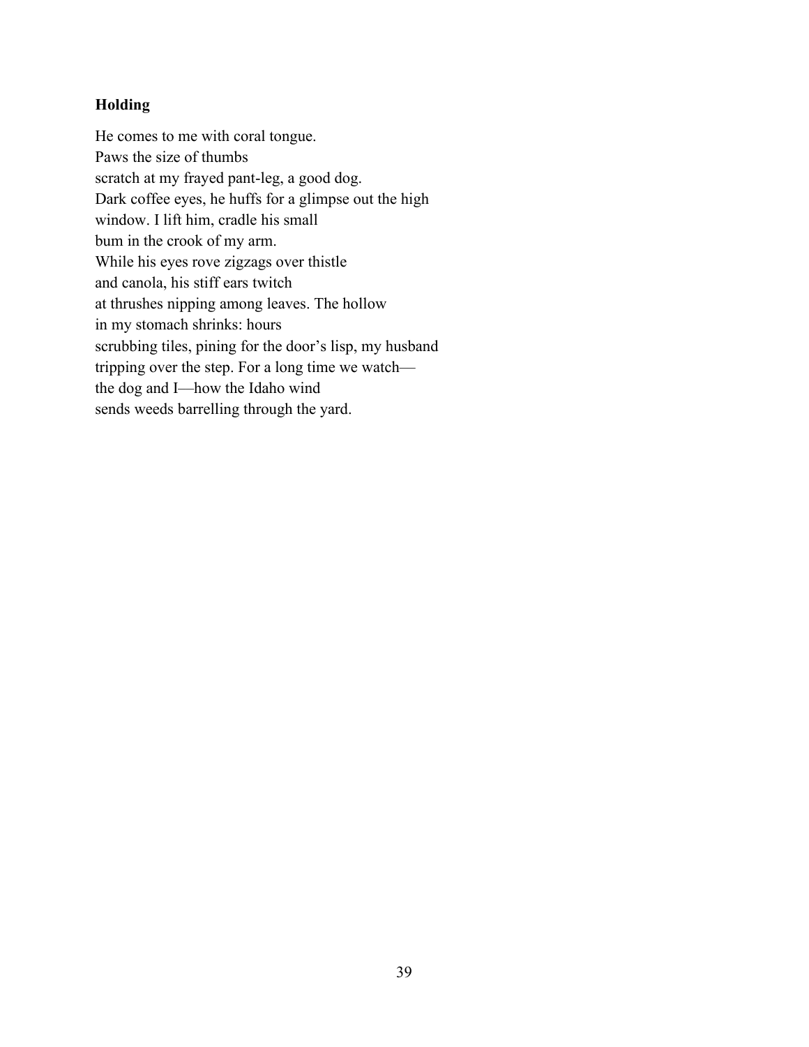**Holding**

He comes to me with coral tongue.  
Paws the size of thumbs  
scratch at my frayed pant-leg, a good dog.  
Dark coffee eyes, he huffs for a glimpse out the high  
window. I lift him, cradle his small  
bum in the crook of my arm.  
While his eyes rove zigzags over thistle  
and canola, his stiff ears twitch  
at thrushes nipping among leaves. The hollow  
in my stomach shrinks: hours  
scrubbing tiles, pining for the door's lisp, my husband  
tripping over the step. For a long time we watch—  
the dog and I—how the Idaho wind  
sends weeds barrelling through the yard.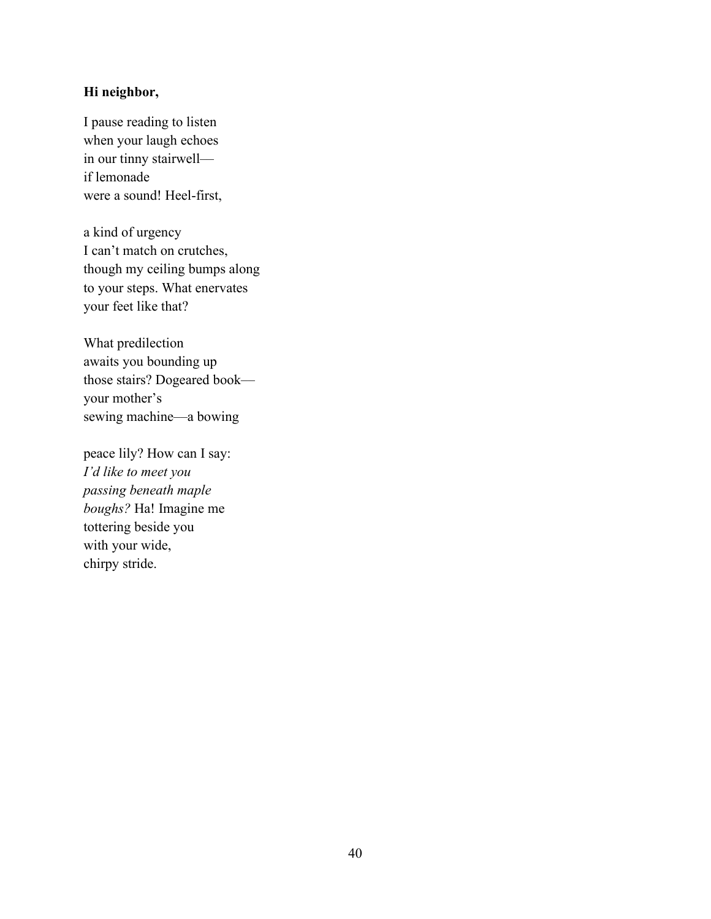**Hi neighbor,**

I pause reading to listen  
when your laugh echoes  
in our tinny stairwell—  
if lemonade  
were a sound! Heel-first,

a kind of urgency  
I can't match on crutches,  
though my ceiling bumps along  
to your steps. What enervates  
your feet like that?

What predilection  
awaits you bounding up  
those stairs? Dogeared book—  
your mother's  
sewing machine—a bowing

peace lily? How can I say:  
*I'd like to meet you*  
*passing beneath maple*  
*boughs?* Ha! Imagine me  
tottering beside you  
with your wide,  
chirpy stride.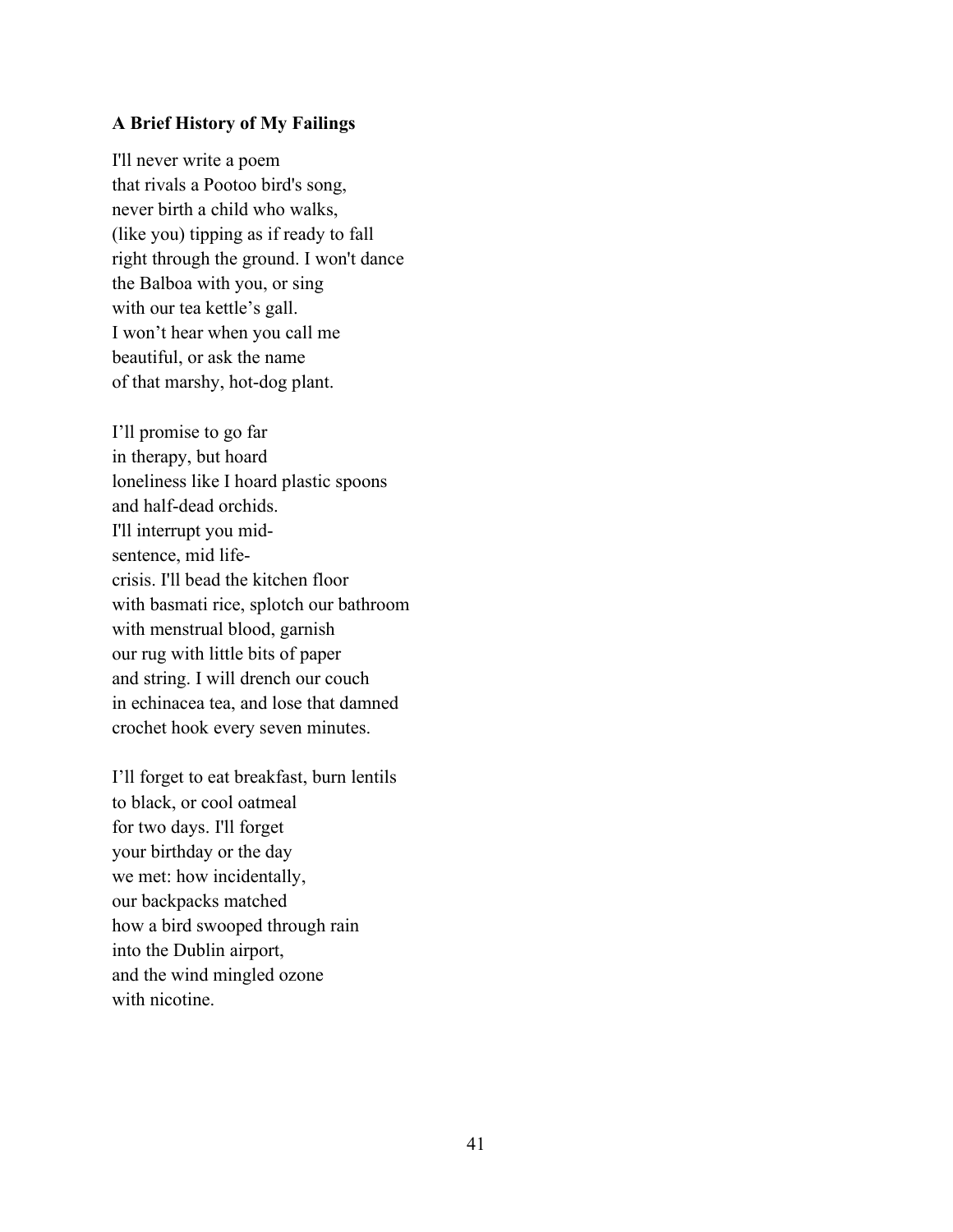**A Brief History of My Failings**

I'll never write a poem  
that rivals a Pootoo bird's song,  
never birth a child who walks,  
(like you) tipping as if ready to fall  
right through the ground. I won't dance  
the Balboa with you, or sing  
with our tea kettle’s gall.  
I won’t hear when you call me  
beautiful, or ask the name  
of that marshy, hot-dog plant.

I’ll promise to go far  
in therapy, but hoard  
loneliness like I hoard plastic spoons  
and half-dead orchids.  
I'll interrupt you mid-  
sentence, mid life-  
crisis. I'll bead the kitchen floor  
with basmati rice, splotch our bathroom  
with menstrual blood, garnish  
our rug with little bits of paper  
and string. I will drench our couch  
in echinacea tea, and lose that damned  
crochet hook every seven minutes.

I’ll forget to eat breakfast, burn lentils  
to black, or cool oatmeal  
for two days. I'll forget  
your birthday or the day  
we met: how incidentally,  
our backpacks matched  
how a bird swooped through rain  
into the Dublin airport,  
and the wind mingled ozone  
with nicotine.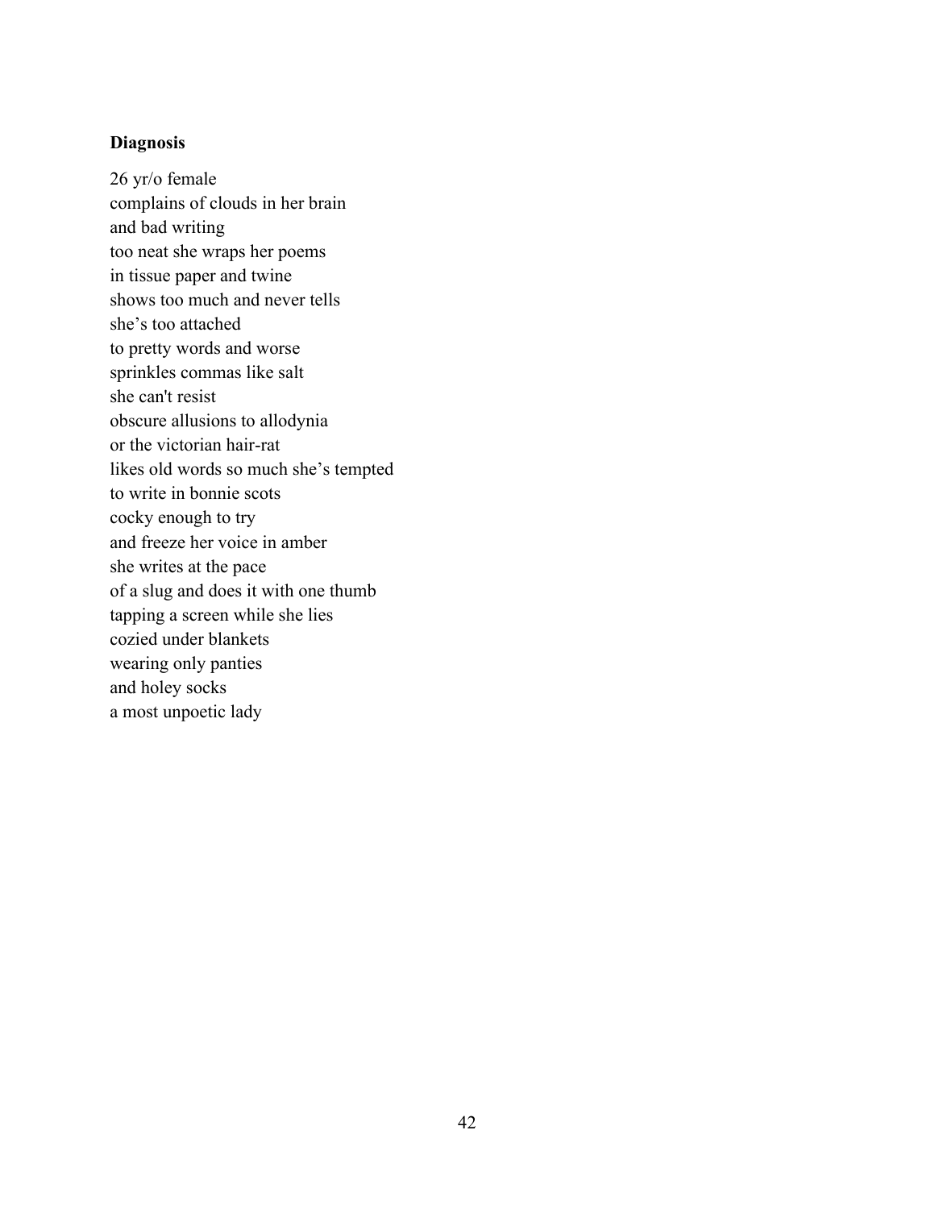**Diagnosis**

26 yr/o female  
complains of clouds in her brain  
and bad writing  
too neat she wraps her poems  
in tissue paper and twine  
shows too much and never tells  
she's too attached  
to pretty words and worse  
sprinkles commas like salt  
she can't resist  
obscure allusions to allodynia  
or the victorian hair-rat  
likes old words so much she's tempted  
to write in bonnie scots  
cocky enough to try  
and freeze her voice in amber  
she writes at the pace  
of a slug and does it with one thumb  
tapping a screen while she lies  
cozied under blankets  
wearing only panties  
and holey socks  
a most unpoetic lady